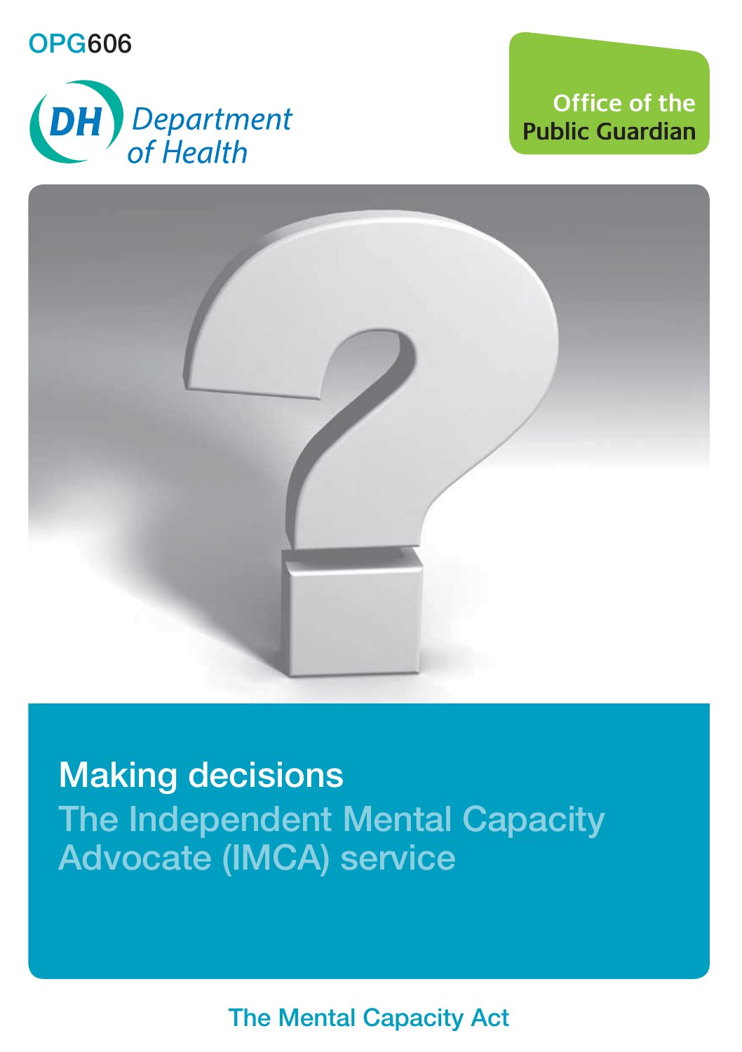OPG606

Department of Health

Office of the Public Guardian

# Making decisions

## The Independent Mental Capacity Advocate (IMCA) service

The Mental Capacity Act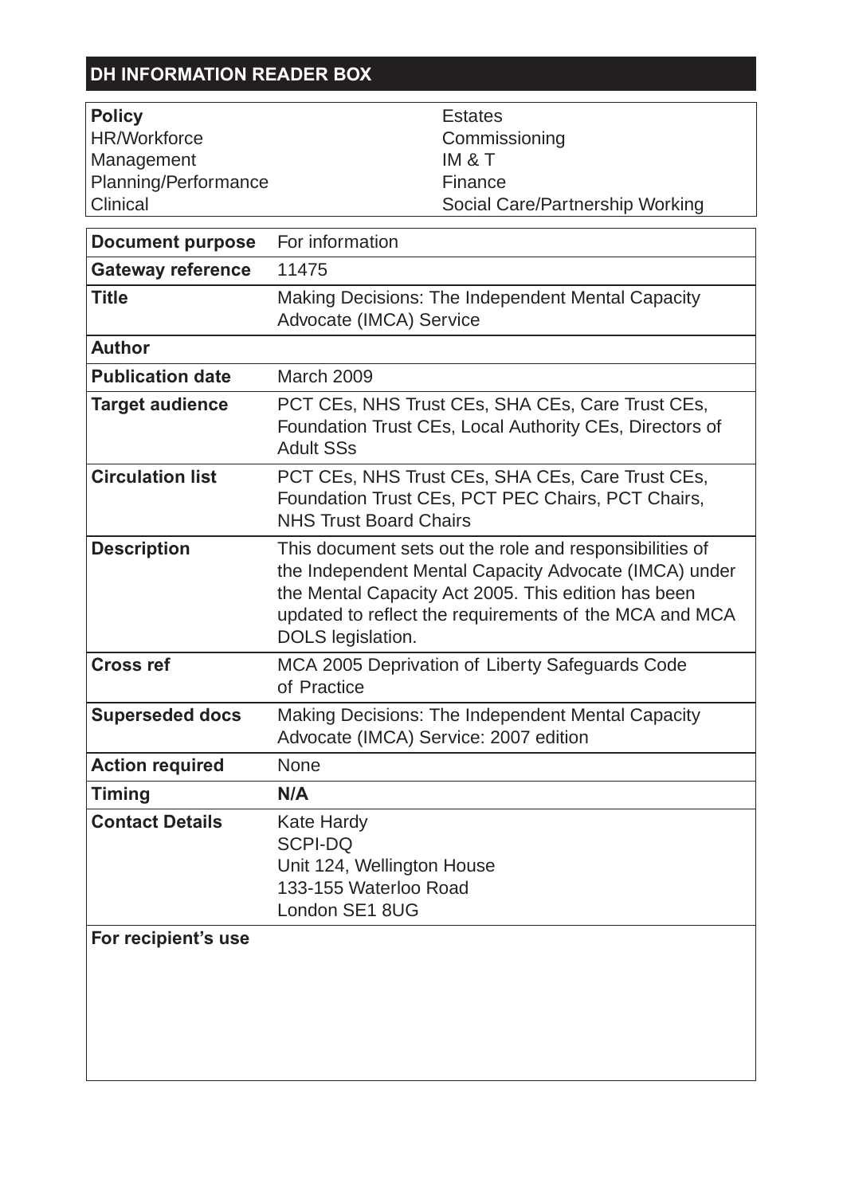## DH INFORMATION READER BOX

| Policy | Estates |
|---|---|
| HR/Workforce | Commissioning |
| Management | IM & T |
| Planning/Performance | Finance |
| Clinical | Social Care/Partnership Working |

| | |
|---|---|
| **Document purpose** | For information |
| **Gateway reference** | 11475 |
| **Title** | Making Decisions: The Independent Mental Capacity Advocate (IMCA) Service |
| **Author** | |
| **Publication date** | March 2009 |
| **Target audience** | PCT CEs, NHS Trust CEs, SHA CEs, Care Trust CEs, Foundation Trust CEs, Local Authority CEs, Directors of Adult SSs |
| **Circulation list** | PCT CEs, NHS Trust CEs, SHA CEs, Care Trust CEs, Foundation Trust CEs, PCT PEC Chairs, PCT Chairs, NHS Trust Board Chairs |
| **Description** | This document sets out the role and responsibilities of the Independent Mental Capacity Advocate (IMCA) under the Mental Capacity Act 2005. This edition has been updated to reflect the requirements of the MCA and MCA DOLS legislation. |
| **Cross ref** | MCA 2005 Deprivation of Liberty Safeguards Code of Practice |
| **Superseded docs** | Making Decisions: The Independent Mental Capacity Advocate (IMCA) Service: 2007 edition |
| **Action required** | None |
| **Timing** | **N/A** |
| **Contact Details** | Kate Hardy<br>SCPI-DQ<br>Unit 124, Wellington House<br>133-155 Waterloo Road<br>London SE1 8UG |
| **For recipient's use** | |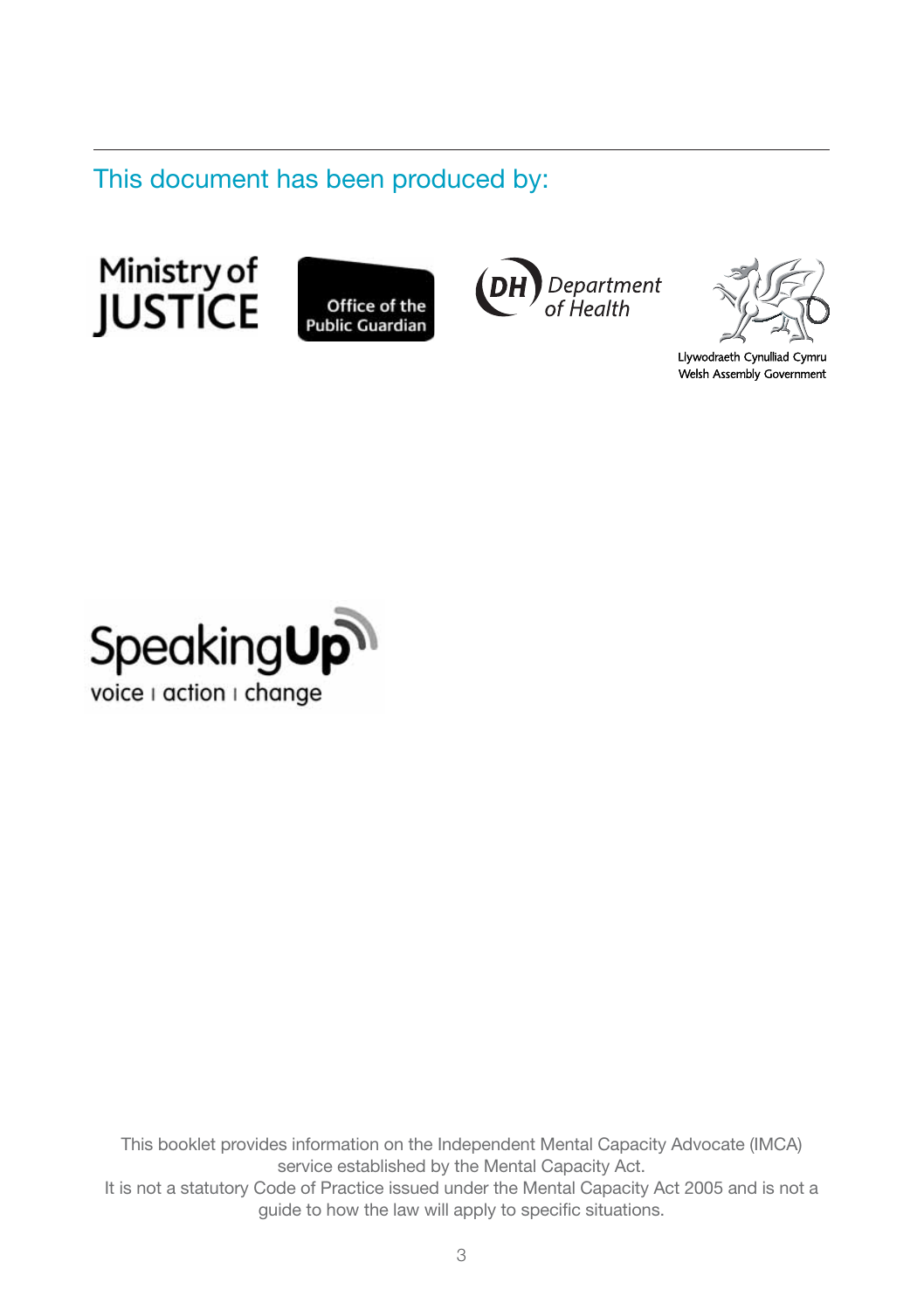## This document has been produced by:

Ministry of JUSTICE

Office of the Public Guardian

DH Department of Health

Llywodraeth Cynulliad Cymru
Welsh Assembly Government

SpeakingUp
voice | action | change

This booklet provides information on the Independent Mental Capacity Advocate (IMCA) service established by the Mental Capacity Act.
It is not a statutory Code of Practice issued under the Mental Capacity Act 2005 and is not a guide to how the law will apply to specific situations.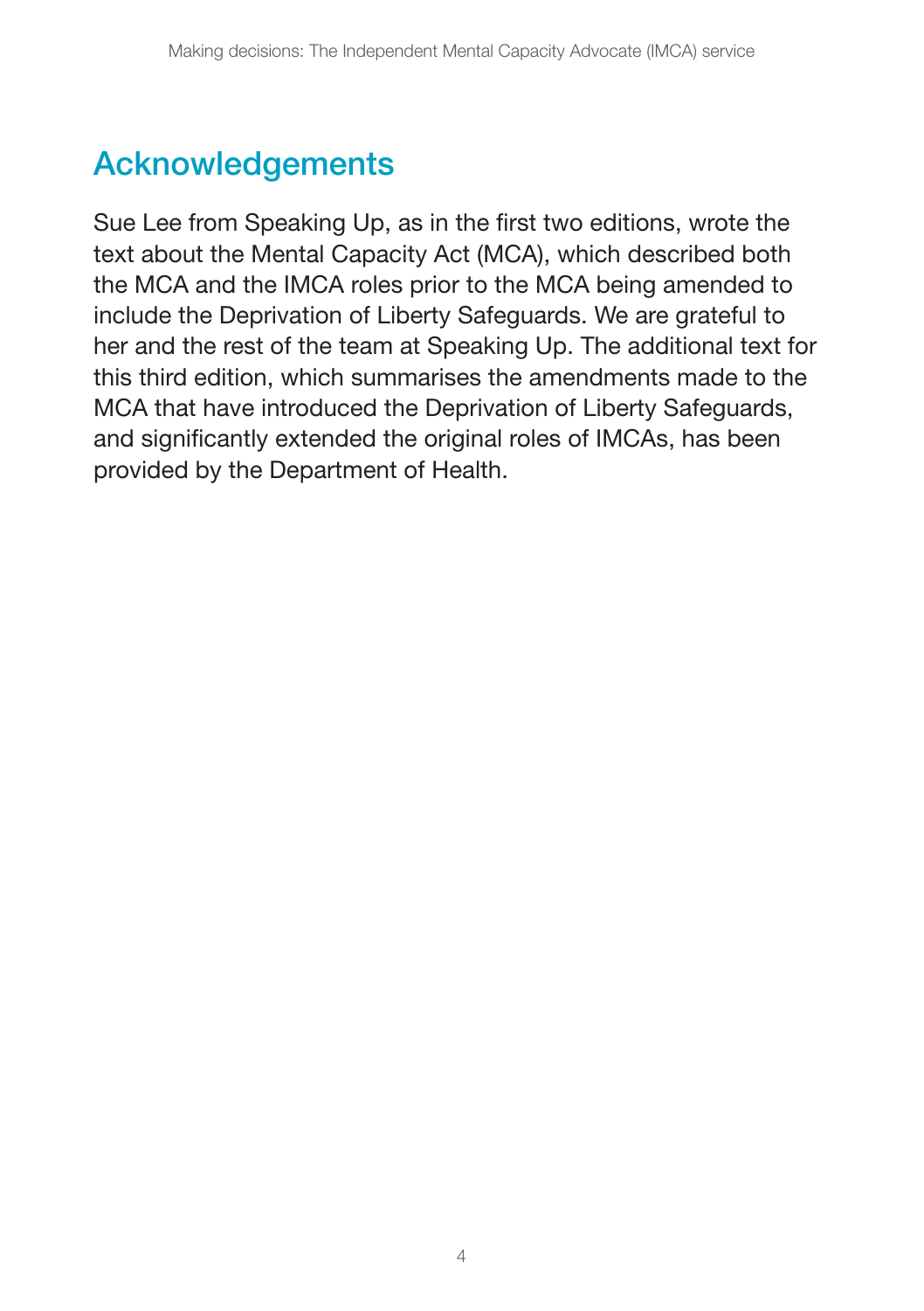## Acknowledgements

Sue Lee from Speaking Up, as in the first two editions, wrote the text about the Mental Capacity Act (MCA), which described both the MCA and the IMCA roles prior to the MCA being amended to include the Deprivation of Liberty Safeguards. We are grateful to her and the rest of the team at Speaking Up. The additional text for this third edition, which summarises the amendments made to the MCA that have introduced the Deprivation of Liberty Safeguards, and significantly extended the original roles of IMCAs, has been provided by the Department of Health.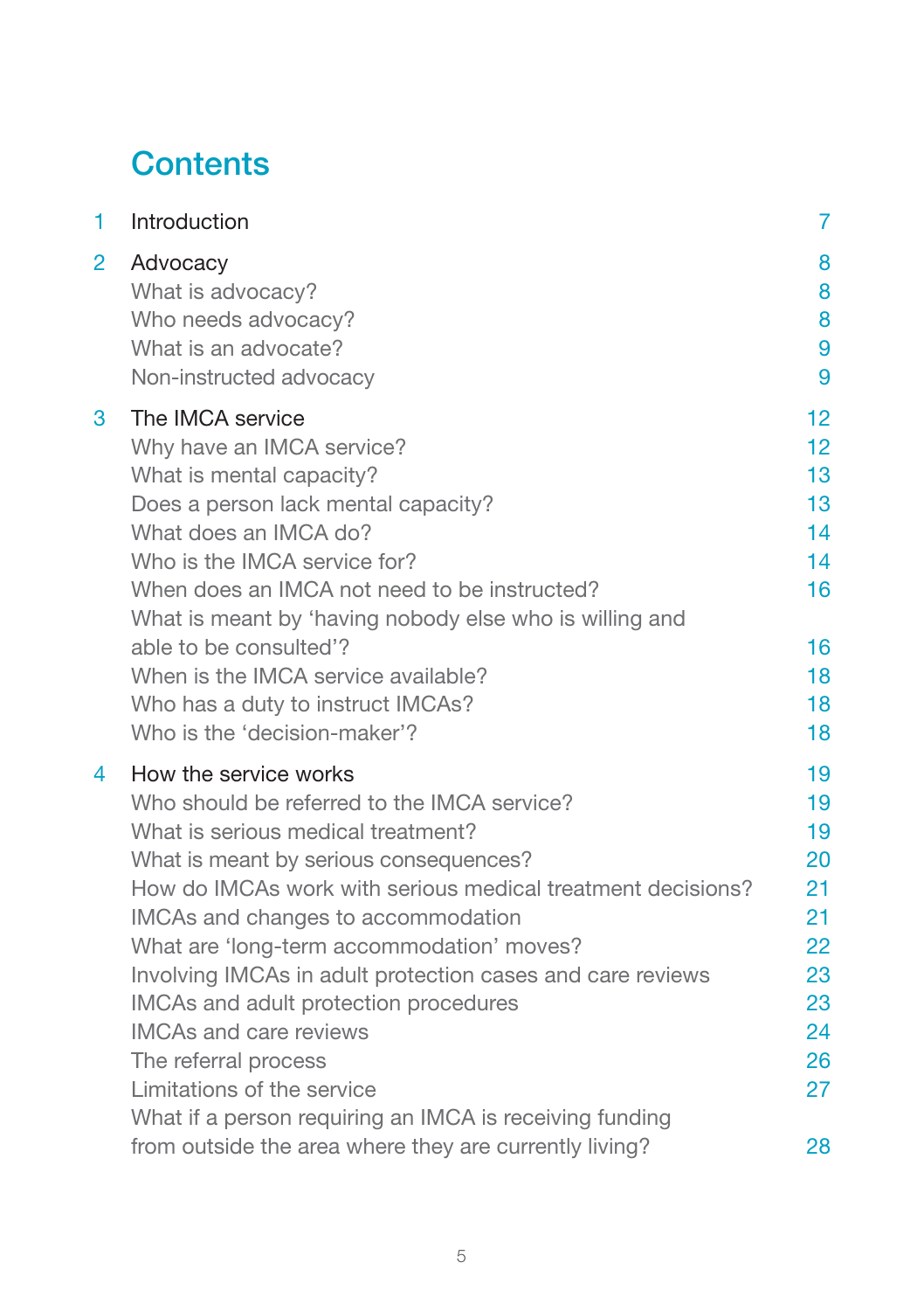# Contents

| | | |
|---|---|---|
| 1 | Introduction | 7 |
| 2 | Advocacy | 8 |
| | What is advocacy? | 8 |
| | Who needs advocacy? | 8 |
| | What is an advocate? | 9 |
| | Non-instructed advocacy | 9 |
| 3 | The IMCA service | 12 |
| | Why have an IMCA service? | 12 |
| | What is mental capacity? | 13 |
| | Does a person lack mental capacity? | 13 |
| | What does an IMCA do? | 14 |
| | Who is the IMCA service for? | 14 |
| | When does an IMCA not need to be instructed? | 16 |
| | What is meant by 'having nobody else who is willing and able to be consulted'? | 16 |
| | When is the IMCA service available? | 18 |
| | Who has a duty to instruct IMCAs? | 18 |
| | Who is the 'decision-maker'? | 18 |
| 4 | How the service works | 19 |
| | Who should be referred to the IMCA service? | 19 |
| | What is serious medical treatment? | 19 |
| | What is meant by serious consequences? | 20 |
| | How do IMCAs work with serious medical treatment decisions? | 21 |
| | IMCAs and changes to accommodation | 21 |
| | What are 'long-term accommodation' moves? | 22 |
| | Involving IMCAs in adult protection cases and care reviews | 23 |
| | IMCAs and adult protection procedures | 23 |
| | IMCAs and care reviews | 24 |
| | The referral process | 26 |
| | Limitations of the service | 27 |
| | What if a person requiring an IMCA is receiving funding from outside the area where they are currently living? | 28 |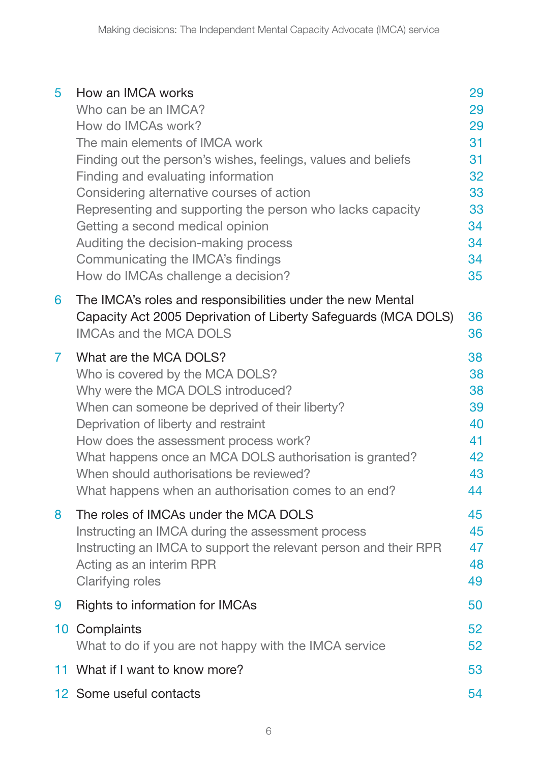| | | |
|---|---|---|
| 5 | How an IMCA works | 29 |
| | Who can be an IMCA? | 29 |
| | How do IMCAs work? | 29 |
| | The main elements of IMCA work | 31 |
| | Finding out the person's wishes, feelings, values and beliefs | 31 |
| | Finding and evaluating information | 32 |
| | Considering alternative courses of action | 33 |
| | Representing and supporting the person who lacks capacity | 33 |
| | Getting a second medical opinion | 34 |
| | Auditing the decision-making process | 34 |
| | Communicating the IMCA's findings | 34 |
| | How do IMCAs challenge a decision? | 35 |
| 6 | The IMCA's roles and responsibilities under the new Mental Capacity Act 2005 Deprivation of Liberty Safeguards (MCA DOLS) | 36 |
| | IMCAs and the MCA DOLS | 36 |
| 7 | What are the MCA DOLS? | 38 |
| | Who is covered by the MCA DOLS? | 38 |
| | Why were the MCA DOLS introduced? | 38 |
| | When can someone be deprived of their liberty? | 39 |
| | Deprivation of liberty and restraint | 40 |
| | How does the assessment process work? | 41 |
| | What happens once an MCA DOLS authorisation is granted? | 42 |
| | When should authorisations be reviewed? | 43 |
| | What happens when an authorisation comes to an end? | 44 |
| 8 | The roles of IMCAs under the MCA DOLS | 45 |
| | Instructing an IMCA during the assessment process | 45 |
| | Instructing an IMCA to support the relevant person and their RPR | 47 |
| | Acting as an interim RPR | 48 |
| | Clarifying roles | 49 |
| 9 | Rights to information for IMCAs | 50 |
| 10 | Complaints | 52 |
| | What to do if you are not happy with the IMCA service | 52 |
| 11 | What if I want to know more? | 53 |
| 12 | Some useful contacts | 54 |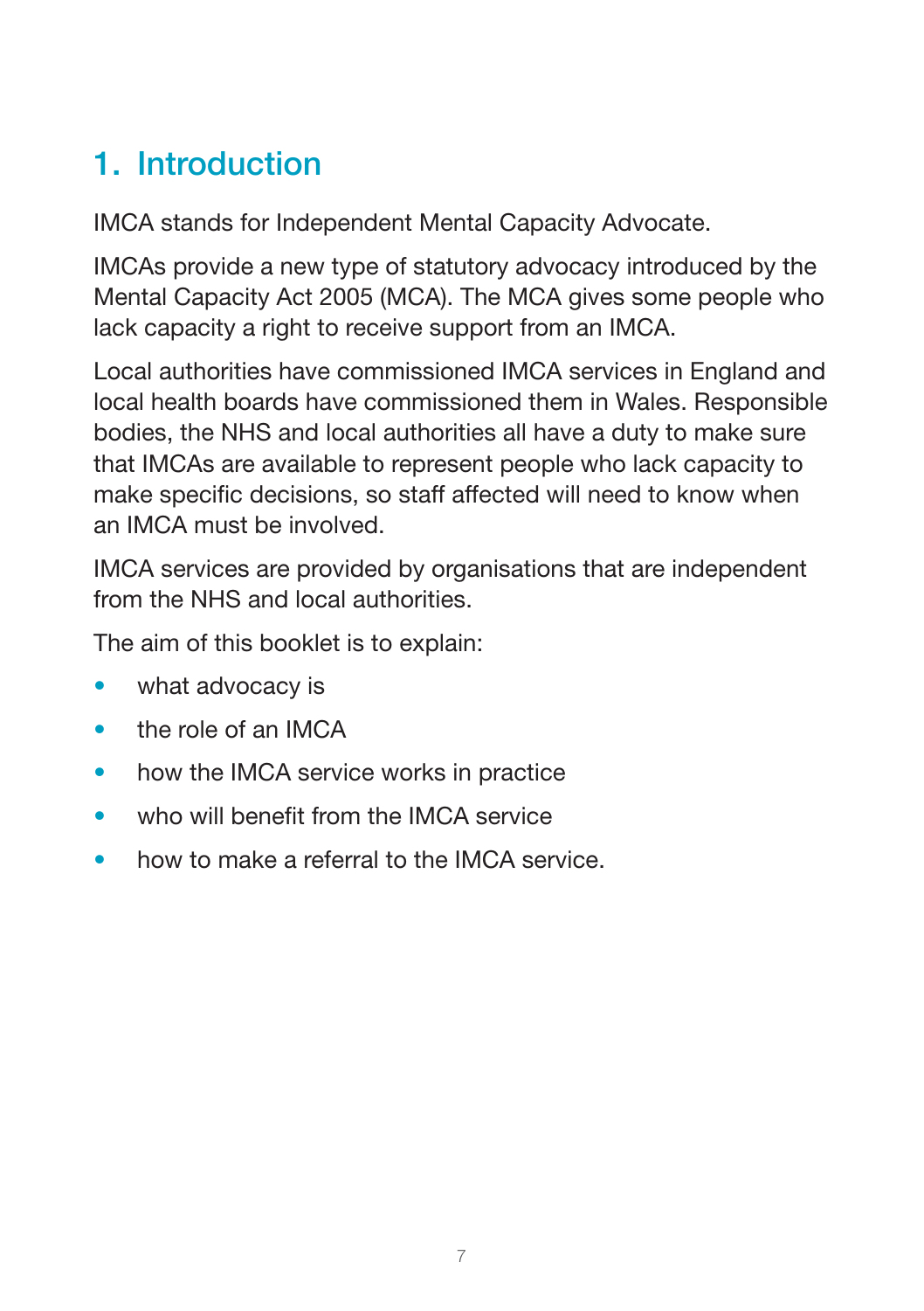# 1. Introduction

IMCA stands for Independent Mental Capacity Advocate.

IMCAs provide a new type of statutory advocacy introduced by the Mental Capacity Act 2005 (MCA). The MCA gives some people who lack capacity a right to receive support from an IMCA.

Local authorities have commissioned IMCA services in England and local health boards have commissioned them in Wales. Responsible bodies, the NHS and local authorities all have a duty to make sure that IMCAs are available to represent people who lack capacity to make specific decisions, so staff affected will need to know when an IMCA must be involved.

IMCA services are provided by organisations that are independent from the NHS and local authorities.

The aim of this booklet is to explain:

- what advocacy is
- the role of an IMCA
- how the IMCA service works in practice
- who will benefit from the IMCA service
- how to make a referral to the IMCA service.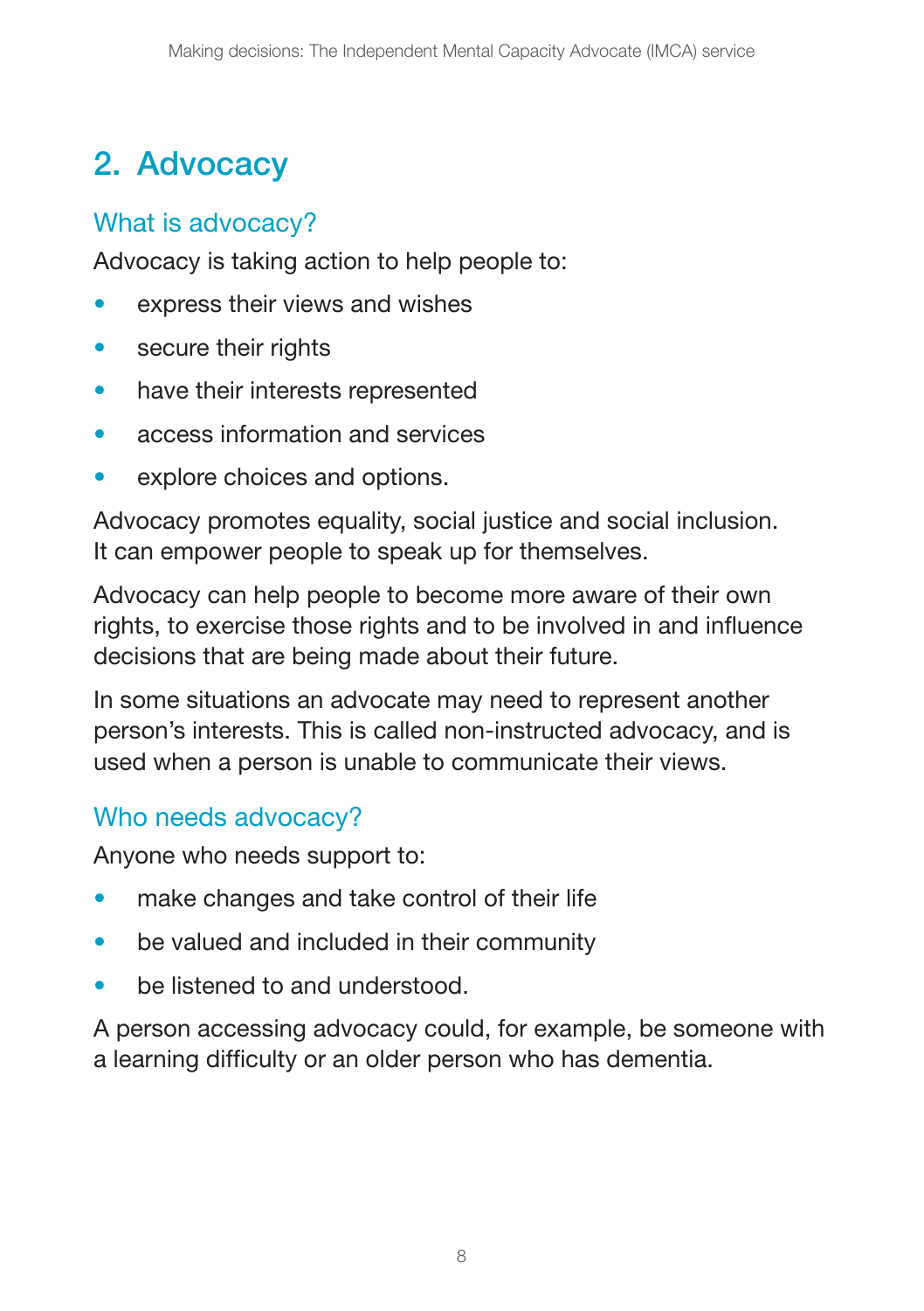# 2. Advocacy

## What is advocacy?

Advocacy is taking action to help people to:

- express their views and wishes
- secure their rights
- have their interests represented
- access information and services
- explore choices and options.

Advocacy promotes equality, social justice and social inclusion. It can empower people to speak up for themselves.

Advocacy can help people to become more aware of their own rights, to exercise those rights and to be involved in and influence decisions that are being made about their future.

In some situations an advocate may need to represent another person's interests. This is called non-instructed advocacy, and is used when a person is unable to communicate their views.

## Who needs advocacy?

Anyone who needs support to:

- make changes and take control of their life
- be valued and included in their community
- be listened to and understood.

A person accessing advocacy could, for example, be someone with a learning difficulty or an older person who has dementia.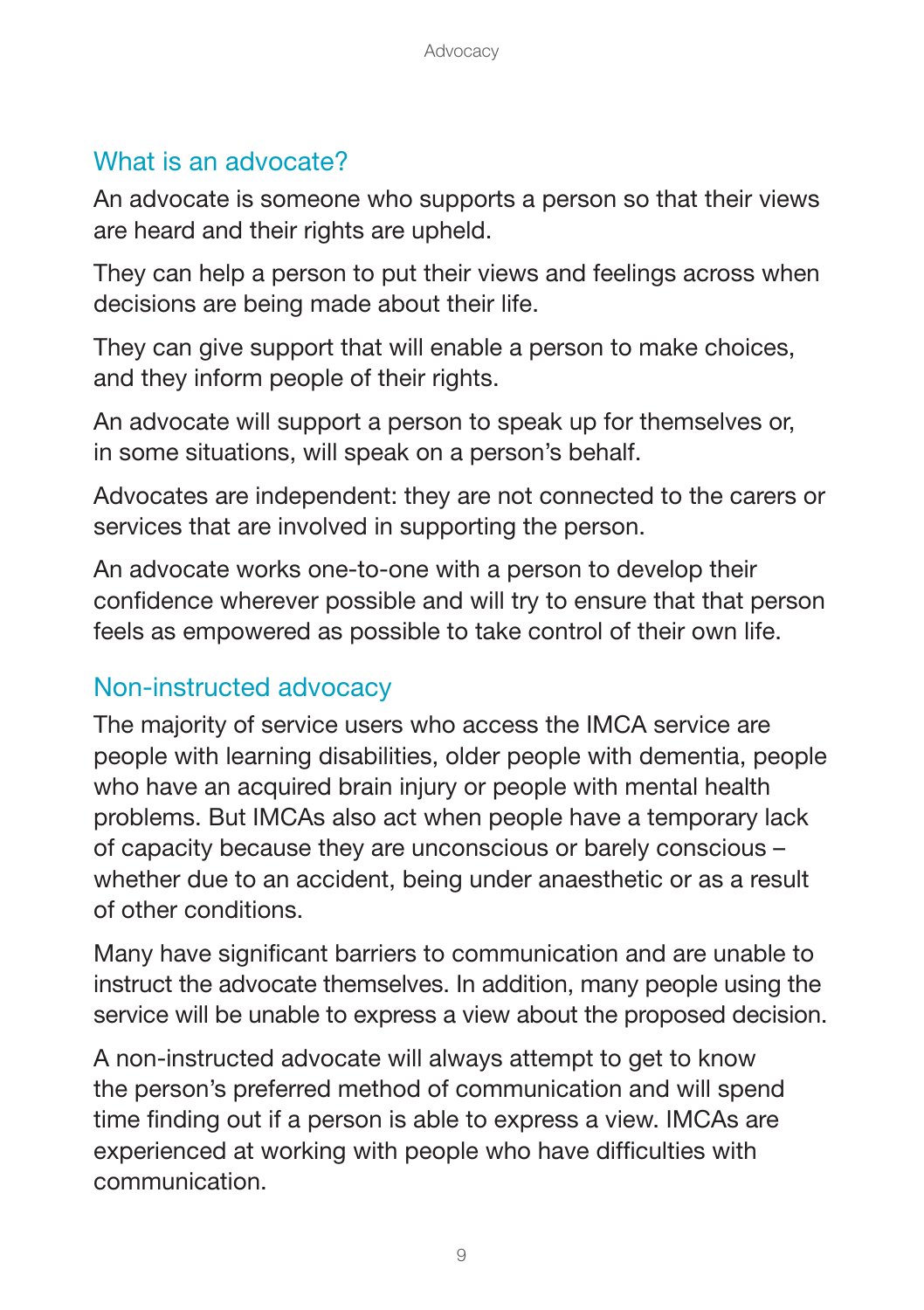## What is an advocate?

An advocate is someone who supports a person so that their views are heard and their rights are upheld.

They can help a person to put their views and feelings across when decisions are being made about their life.

They can give support that will enable a person to make choices, and they inform people of their rights.

An advocate will support a person to speak up for themselves or, in some situations, will speak on a person's behalf.

Advocates are independent: they are not connected to the carers or services that are involved in supporting the person.

An advocate works one-to-one with a person to develop their confidence wherever possible and will try to ensure that that person feels as empowered as possible to take control of their own life.

## Non-instructed advocacy

The majority of service users who access the IMCA service are people with learning disabilities, older people with dementia, people who have an acquired brain injury or people with mental health problems. But IMCAs also act when people have a temporary lack of capacity because they are unconscious or barely conscious – whether due to an accident, being under anaesthetic or as a result of other conditions.

Many have significant barriers to communication and are unable to instruct the advocate themselves. In addition, many people using the service will be unable to express a view about the proposed decision.

A non-instructed advocate will always attempt to get to know the person's preferred method of communication and will spend time finding out if a person is able to express a view. IMCAs are experienced at working with people who have difficulties with communication.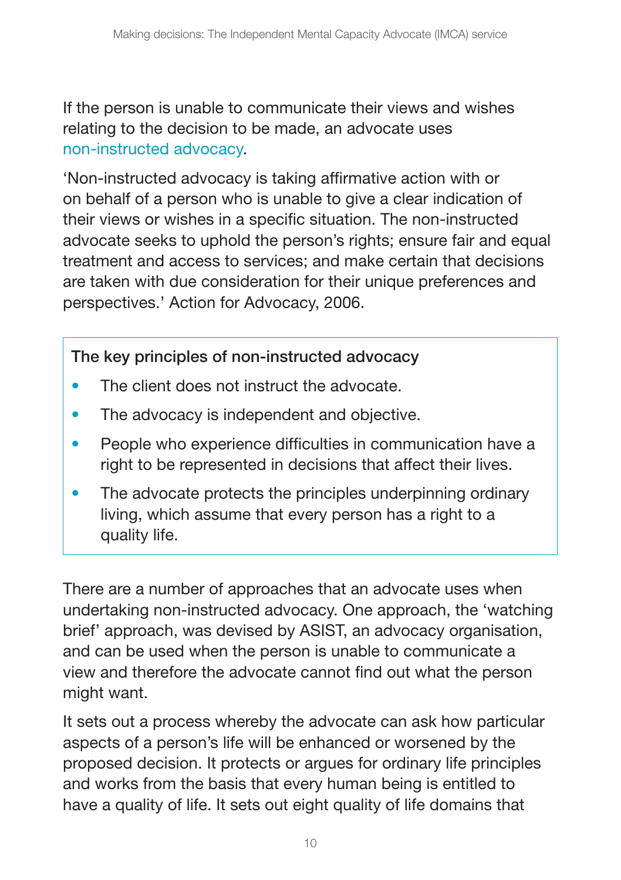If the person is unable to communicate their views and wishes relating to the decision to be made, an advocate uses non-instructed advocacy.

'Non-instructed advocacy is taking affirmative action with or on behalf of a person who is unable to give a clear indication of their views or wishes in a specific situation. The non-instructed advocate seeks to uphold the person's rights; ensure fair and equal treatment and access to services; and make certain that decisions are taken with due consideration for their unique preferences and perspectives.' Action for Advocacy, 2006.

**The key principles of non-instructed advocacy**

- The client does not instruct the advocate.
- The advocacy is independent and objective.
- People who experience difficulties in communication have a right to be represented in decisions that affect their lives.
- The advocate protects the principles underpinning ordinary living, which assume that every person has a right to a quality life.

There are a number of approaches that an advocate uses when undertaking non-instructed advocacy. One approach, the 'watching brief' approach, was devised by ASIST, an advocacy organisation, and can be used when the person is unable to communicate a view and therefore the advocate cannot find out what the person might want.

It sets out a process whereby the advocate can ask how particular aspects of a person's life will be enhanced or worsened by the proposed decision. It protects or argues for ordinary life principles and works from the basis that every human being is entitled to have a quality of life. It sets out eight quality of life domains that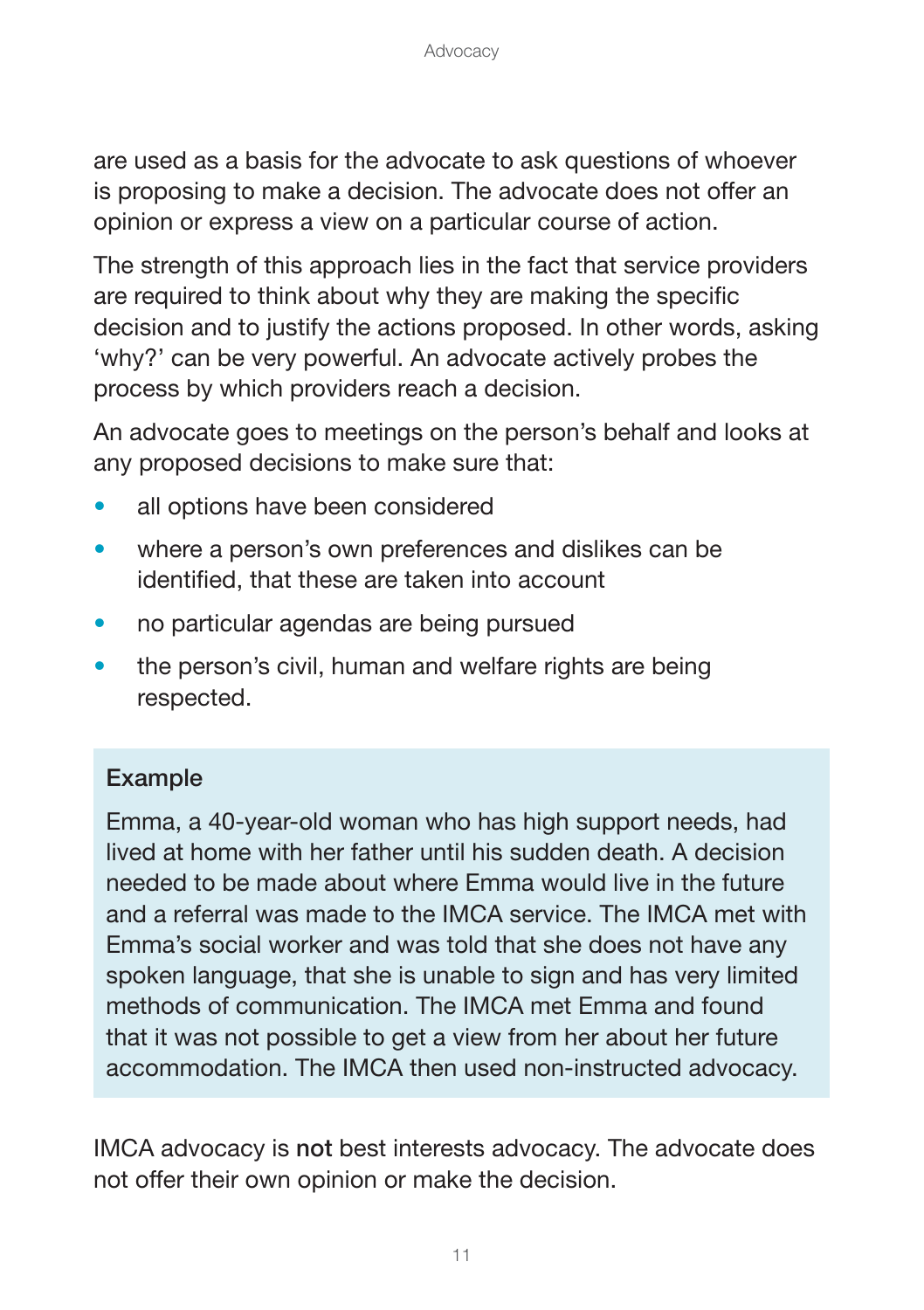are used as a basis for the advocate to ask questions of whoever is proposing to make a decision. The advocate does not offer an opinion or express a view on a particular course of action.

The strength of this approach lies in the fact that service providers are required to think about why they are making the specific decision and to justify the actions proposed. In other words, asking 'why?' can be very powerful. An advocate actively probes the process by which providers reach a decision.

An advocate goes to meetings on the person's behalf and looks at any proposed decisions to make sure that:

- all options have been considered
- where a person's own preferences and dislikes can be identified, that these are taken into account
- no particular agendas are being pursued
- the person's civil, human and welfare rights are being respected.

> **Example**
>
> Emma, a 40-year-old woman who has high support needs, had lived at home with her father until his sudden death. A decision needed to be made about where Emma would live in the future and a referral was made to the IMCA service. The IMCA met with Emma's social worker and was told that she does not have any spoken language, that she is unable to sign and has very limited methods of communication. The IMCA met Emma and found that it was not possible to get a view from her about her future accommodation. The IMCA then used non-instructed advocacy.

IMCA advocacy is **not** best interests advocacy. The advocate does not offer their own opinion or make the decision.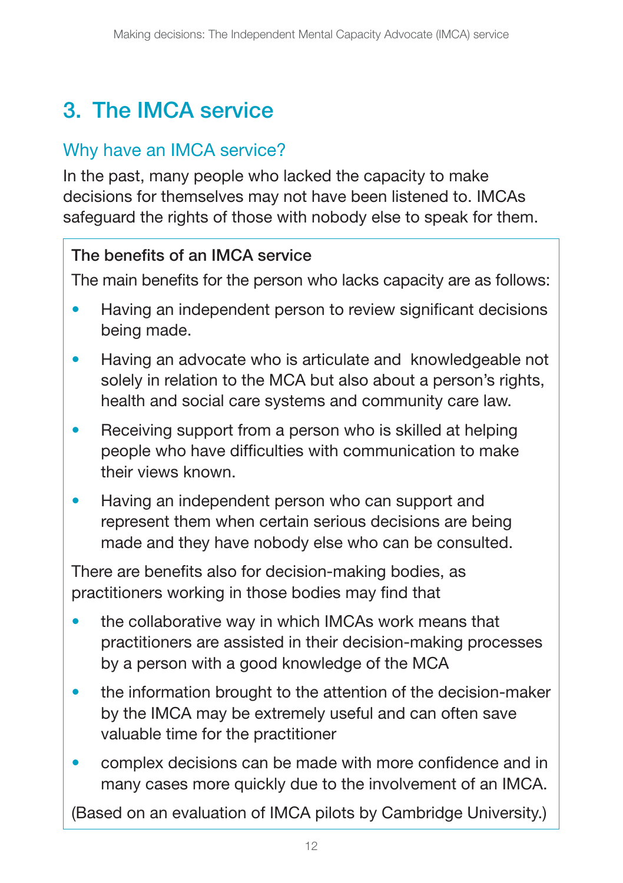# 3. The IMCA service

## Why have an IMCA service?

In the past, many people who lacked the capacity to make decisions for themselves may not have been listened to. IMCAs safeguard the rights of those with nobody else to speak for them.

**The benefits of an IMCA service**

The main benefits for the person who lacks capacity are as follows:

- Having an independent person to review significant decisions being made.
- Having an advocate who is articulate and knowledgeable not solely in relation to the MCA but also about a person's rights, health and social care systems and community care law.
- Receiving support from a person who is skilled at helping people who have difficulties with communication to make their views known.
- Having an independent person who can support and represent them when certain serious decisions are being made and they have nobody else who can be consulted.

There are benefits also for decision-making bodies, as practitioners working in those bodies may find that

- the collaborative way in which IMCAs work means that practitioners are assisted in their decision-making processes by a person with a good knowledge of the MCA
- the information brought to the attention of the decision-maker by the IMCA may be extremely useful and can often save valuable time for the practitioner
- complex decisions can be made with more confidence and in many cases more quickly due to the involvement of an IMCA.

(Based on an evaluation of IMCA pilots by Cambridge University.)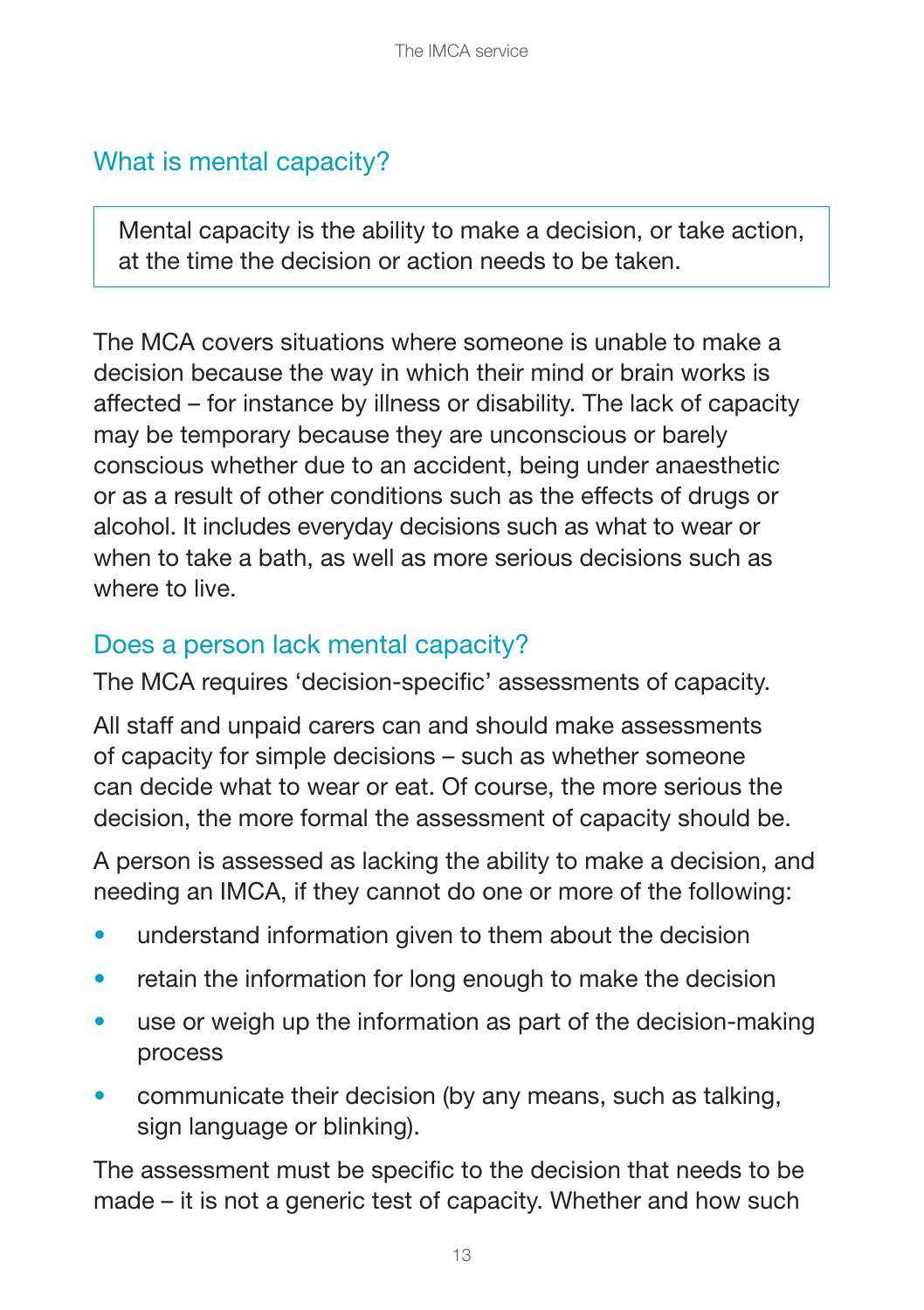## What is mental capacity?

> Mental capacity is the ability to make a decision, or take action, at the time the decision or action needs to be taken.

The MCA covers situations where someone is unable to make a decision because the way in which their mind or brain works is affected – for instance by illness or disability. The lack of capacity may be temporary because they are unconscious or barely conscious whether due to an accident, being under anaesthetic or as a result of other conditions such as the effects of drugs or alcohol. It includes everyday decisions such as what to wear or when to take a bath, as well as more serious decisions such as where to live.

## Does a person lack mental capacity?

The MCA requires 'decision-specific' assessments of capacity.

All staff and unpaid carers can and should make assessments of capacity for simple decisions – such as whether someone can decide what to wear or eat. Of course, the more serious the decision, the more formal the assessment of capacity should be.

A person is assessed as lacking the ability to make a decision, and needing an IMCA, if they cannot do one or more of the following:

- understand information given to them about the decision
- retain the information for long enough to make the decision
- use or weigh up the information as part of the decision-making process
- communicate their decision (by any means, such as talking, sign language or blinking).

The assessment must be specific to the decision that needs to be made – it is not a generic test of capacity. Whether and how such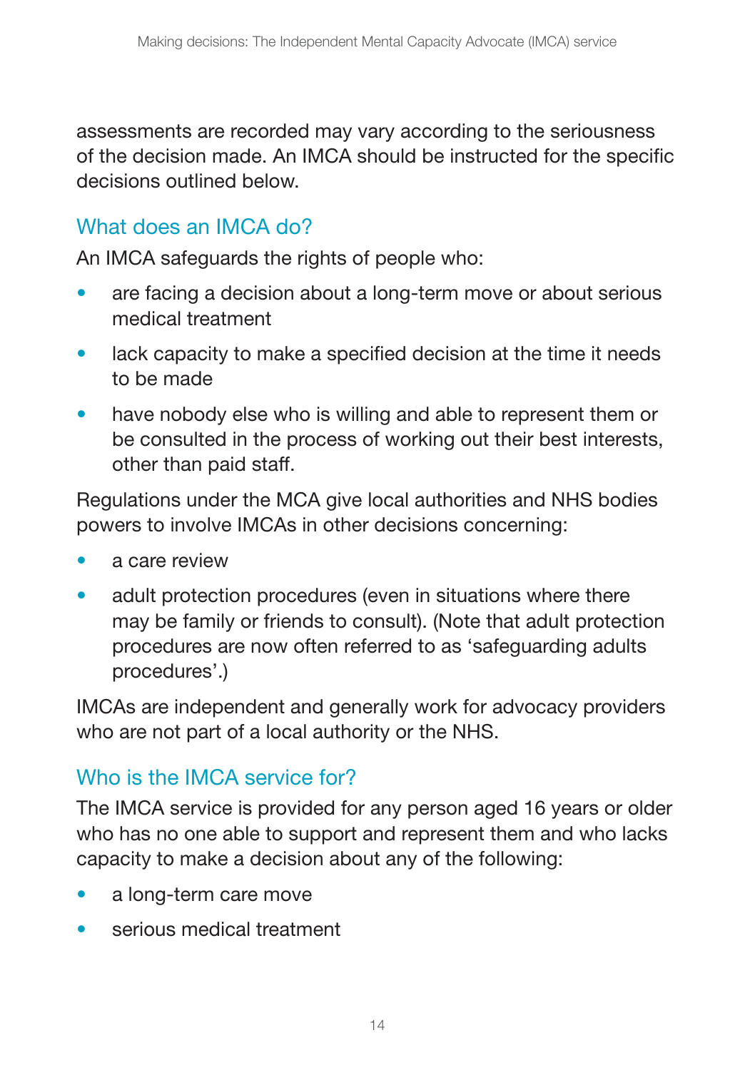assessments are recorded may vary according to the seriousness of the decision made. An IMCA should be instructed for the specific decisions outlined below.

## What does an IMCA do?

An IMCA safeguards the rights of people who:

- are facing a decision about a long-term move or about serious medical treatment
- lack capacity to make a specified decision at the time it needs to be made
- have nobody else who is willing and able to represent them or be consulted in the process of working out their best interests, other than paid staff.

Regulations under the MCA give local authorities and NHS bodies powers to involve IMCAs in other decisions concerning:

- a care review
- adult protection procedures (even in situations where there may be family or friends to consult). (Note that adult protection procedures are now often referred to as 'safeguarding adults procedures'.)

IMCAs are independent and generally work for advocacy providers who are not part of a local authority or the NHS.

## Who is the IMCA service for?

The IMCA service is provided for any person aged 16 years or older who has no one able to support and represent them and who lacks capacity to make a decision about any of the following:

- a long-term care move
- serious medical treatment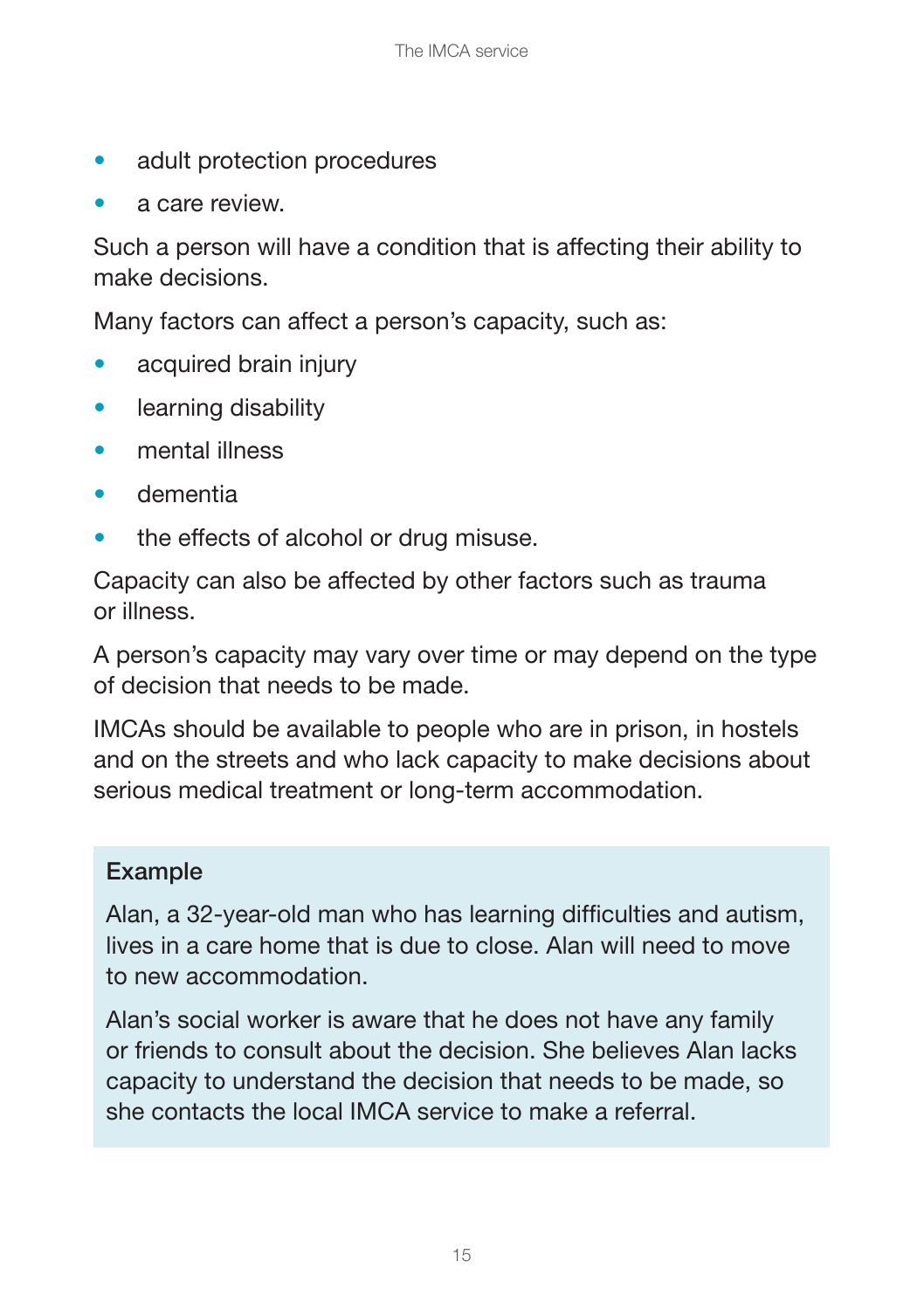- adult protection procedures
- a care review.

Such a person will have a condition that is affecting their ability to make decisions.

Many factors can affect a person's capacity, such as:

- acquired brain injury
- learning disability
- mental illness
- dementia
- the effects of alcohol or drug misuse.

Capacity can also be affected by other factors such as trauma or illness.

A person's capacity may vary over time or may depend on the type of decision that needs to be made.

IMCAs should be available to people who are in prison, in hostels and on the streets and who lack capacity to make decisions about serious medical treatment or long-term accommodation.

> **Example**
>
> Alan, a 32-year-old man who has learning difficulties and autism, lives in a care home that is due to close. Alan will need to move to new accommodation.
>
> Alan's social worker is aware that he does not have any family or friends to consult about the decision. She believes Alan lacks capacity to understand the decision that needs to be made, so she contacts the local IMCA service to make a referral.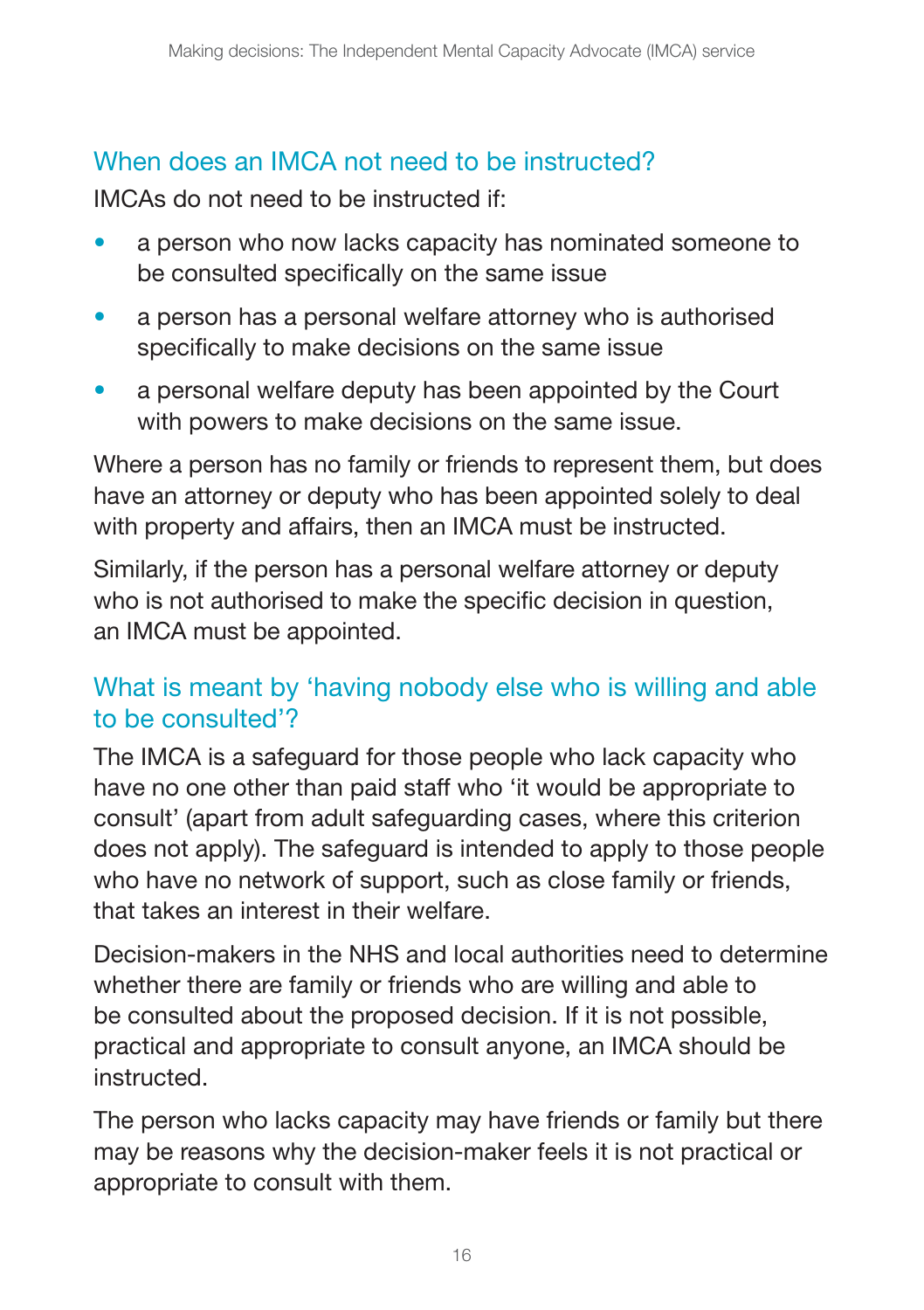## When does an IMCA not need to be instructed?

IMCAs do not need to be instructed if:

- a person who now lacks capacity has nominated someone to be consulted specifically on the same issue
- a person has a personal welfare attorney who is authorised specifically to make decisions on the same issue
- a personal welfare deputy has been appointed by the Court with powers to make decisions on the same issue.

Where a person has no family or friends to represent them, but does have an attorney or deputy who has been appointed solely to deal with property and affairs, then an IMCA must be instructed.

Similarly, if the person has a personal welfare attorney or deputy who is not authorised to make the specific decision in question, an IMCA must be appointed.

## What is meant by 'having nobody else who is willing and able to be consulted'?

The IMCA is a safeguard for those people who lack capacity who have no one other than paid staff who 'it would be appropriate to consult' (apart from adult safeguarding cases, where this criterion does not apply). The safeguard is intended to apply to those people who have no network of support, such as close family or friends, that takes an interest in their welfare.

Decision-makers in the NHS and local authorities need to determine whether there are family or friends who are willing and able to be consulted about the proposed decision. If it is not possible, practical and appropriate to consult anyone, an IMCA should be instructed.

The person who lacks capacity may have friends or family but there may be reasons why the decision-maker feels it is not practical or appropriate to consult with them.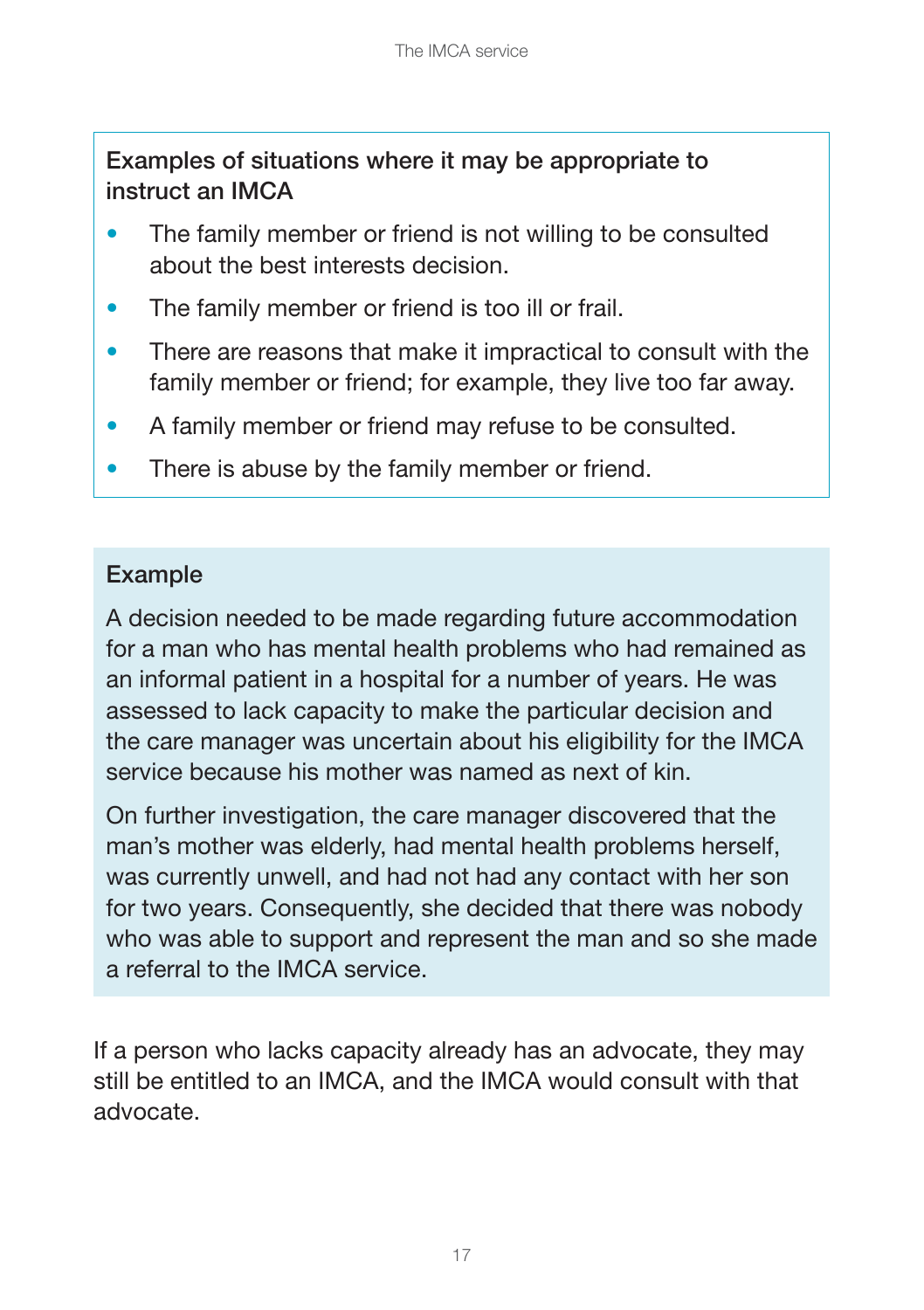**Examples of situations where it may be appropriate to instruct an IMCA**

- The family member or friend is not willing to be consulted about the best interests decision.
- The family member or friend is too ill or frail.
- There are reasons that make it impractical to consult with the family member or friend; for example, they live too far away.
- A family member or friend may refuse to be consulted.
- There is abuse by the family member or friend.

**Example**

A decision needed to be made regarding future accommodation for a man who has mental health problems who had remained as an informal patient in a hospital for a number of years. He was assessed to lack capacity to make the particular decision and the care manager was uncertain about his eligibility for the IMCA service because his mother was named as next of kin.

On further investigation, the care manager discovered that the man's mother was elderly, had mental health problems herself, was currently unwell, and had not had any contact with her son for two years. Consequently, she decided that there was nobody who was able to support and represent the man and so she made a referral to the IMCA service.

If a person who lacks capacity already has an advocate, they may still be entitled to an IMCA, and the IMCA would consult with that advocate.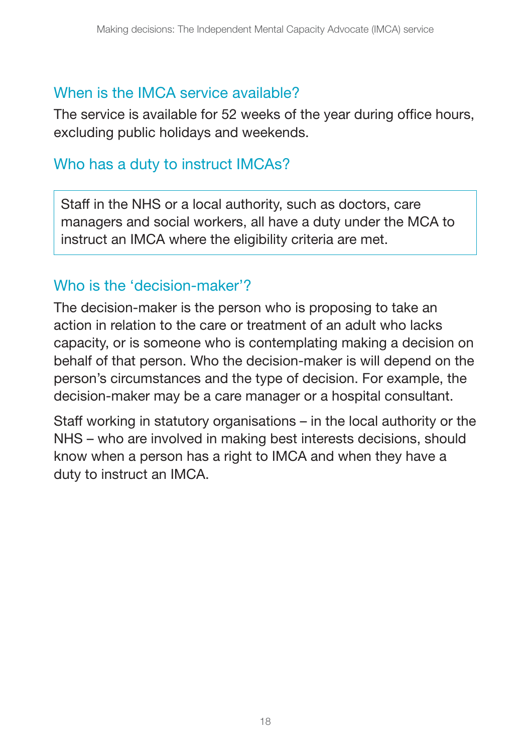## When is the IMCA service available?

The service is available for 52 weeks of the year during office hours, excluding public holidays and weekends.

## Who has a duty to instruct IMCAs?

> Staff in the NHS or a local authority, such as doctors, care managers and social workers, all have a duty under the MCA to instruct an IMCA where the eligibility criteria are met.

## Who is the 'decision-maker'?

The decision-maker is the person who is proposing to take an action in relation to the care or treatment of an adult who lacks capacity, or is someone who is contemplating making a decision on behalf of that person. Who the decision-maker is will depend on the person's circumstances and the type of decision. For example, the decision-maker may be a care manager or a hospital consultant.

Staff working in statutory organisations – in the local authority or the NHS – who are involved in making best interests decisions, should know when a person has a right to IMCA and when they have a duty to instruct an IMCA.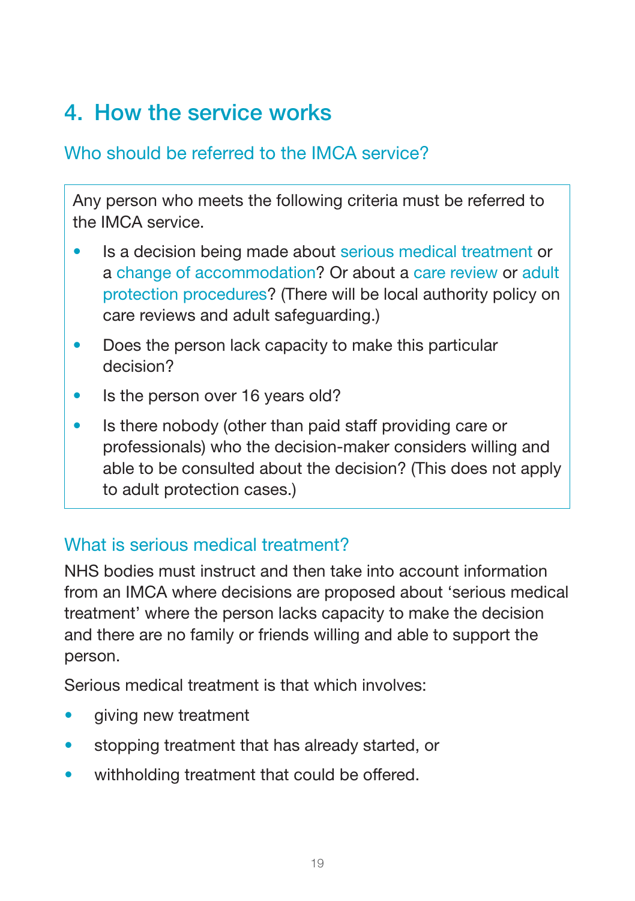# 4. How the service works

## Who should be referred to the IMCA service?

Any person who meets the following criteria must be referred to the IMCA service.

- Is a decision being made about serious medical treatment or a change of accommodation? Or about a care review or adult protection procedures? (There will be local authority policy on care reviews and adult safeguarding.)
- Does the person lack capacity to make this particular decision?
- Is the person over 16 years old?
- Is there nobody (other than paid staff providing care or professionals) who the decision-maker considers willing and able to be consulted about the decision? (This does not apply to adult protection cases.)

## What is serious medical treatment?

NHS bodies must instruct and then take into account information from an IMCA where decisions are proposed about 'serious medical treatment' where the person lacks capacity to make the decision and there are no family or friends willing and able to support the person.

Serious medical treatment is that which involves:

- giving new treatment
- stopping treatment that has already started, or
- withholding treatment that could be offered.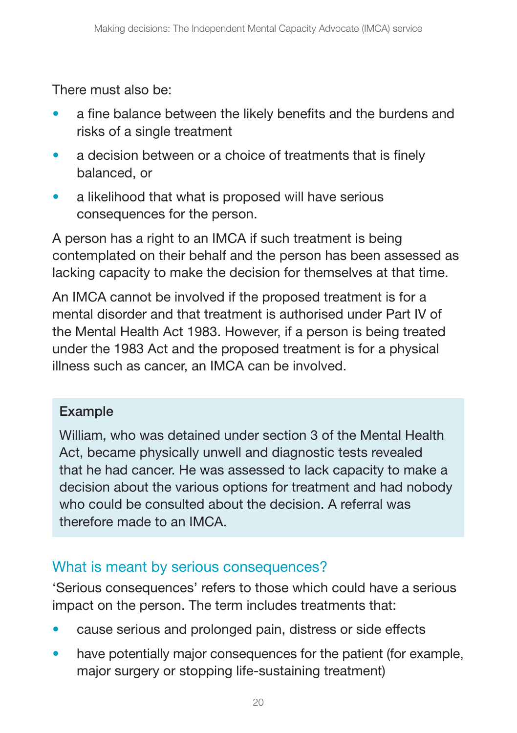There must also be:

- a fine balance between the likely benefits and the burdens and risks of a single treatment
- a decision between or a choice of treatments that is finely balanced, or
- a likelihood that what is proposed will have serious consequences for the person.

A person has a right to an IMCA if such treatment is being contemplated on their behalf and the person has been assessed as lacking capacity to make the decision for themselves at that time.

An IMCA cannot be involved if the proposed treatment is for a mental disorder and that treatment is authorised under Part IV of the Mental Health Act 1983. However, if a person is being treated under the 1983 Act and the proposed treatment is for a physical illness such as cancer, an IMCA can be involved.

**Example**

William, who was detained under section 3 of the Mental Health Act, became physically unwell and diagnostic tests revealed that he had cancer. He was assessed to lack capacity to make a decision about the various options for treatment and had nobody who could be consulted about the decision. A referral was therefore made to an IMCA.

## What is meant by serious consequences?

'Serious consequences' refers to those which could have a serious impact on the person. The term includes treatments that:

- cause serious and prolonged pain, distress or side effects
- have potentially major consequences for the patient (for example, major surgery or stopping life-sustaining treatment)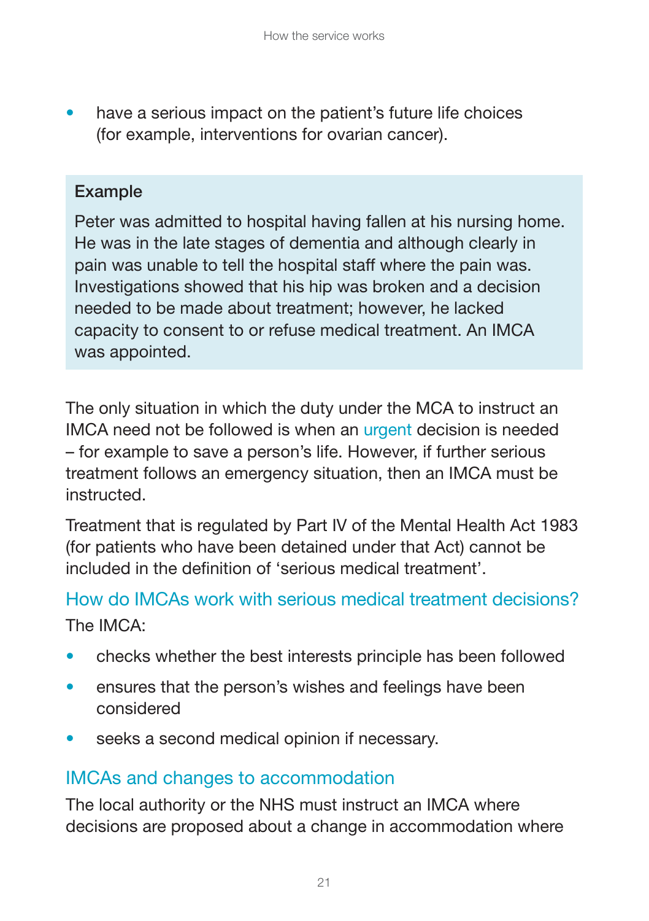- have a serious impact on the patient's future life choices (for example, interventions for ovarian cancer).

> **Example**
>
> Peter was admitted to hospital having fallen at his nursing home. He was in the late stages of dementia and although clearly in pain was unable to tell the hospital staff where the pain was. Investigations showed that his hip was broken and a decision needed to be made about treatment; however, he lacked capacity to consent to or refuse medical treatment. An IMCA was appointed.

The only situation in which the duty under the MCA to instruct an IMCA need not be followed is when an urgent decision is needed – for example to save a person's life. However, if further serious treatment follows an emergency situation, then an IMCA must be instructed.

Treatment that is regulated by Part IV of the Mental Health Act 1983 (for patients who have been detained under that Act) cannot be included in the definition of 'serious medical treatment'.

## How do IMCAs work with serious medical treatment decisions?

The IMCA:

- checks whether the best interests principle has been followed
- ensures that the person's wishes and feelings have been considered
- seeks a second medical opinion if necessary.

## IMCAs and changes to accommodation

The local authority or the NHS must instruct an IMCA where decisions are proposed about a change in accommodation where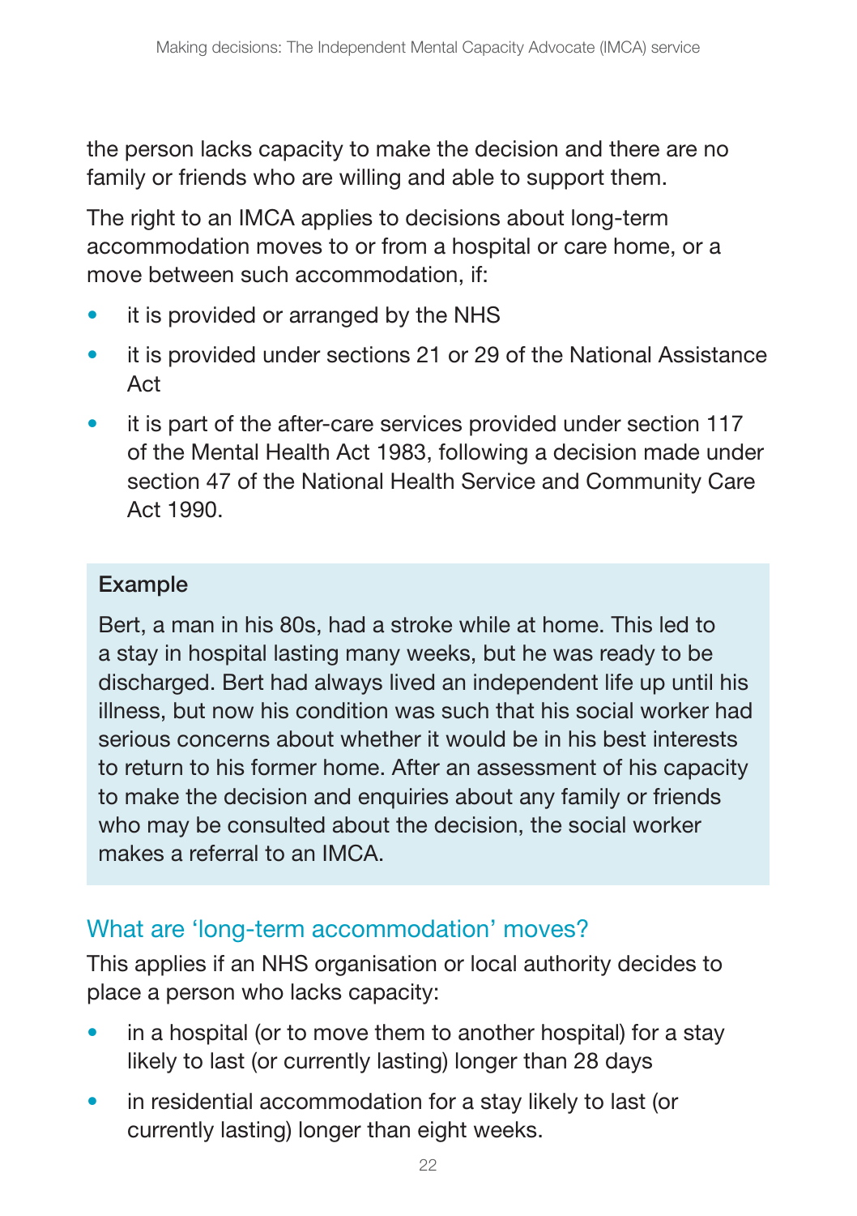the person lacks capacity to make the decision and there are no family or friends who are willing and able to support them.

The right to an IMCA applies to decisions about long-term accommodation moves to or from a hospital or care home, or a move between such accommodation, if:

- it is provided or arranged by the NHS
- it is provided under sections 21 or 29 of the National Assistance Act
- it is part of the after-care services provided under section 117 of the Mental Health Act 1983, following a decision made under section 47 of the National Health Service and Community Care Act 1990.

**Example**

Bert, a man in his 80s, had a stroke while at home. This led to a stay in hospital lasting many weeks, but he was ready to be discharged. Bert had always lived an independent life up until his illness, but now his condition was such that his social worker had serious concerns about whether it would be in his best interests to return to his former home. After an assessment of his capacity to make the decision and enquiries about any family or friends who may be consulted about the decision, the social worker makes a referral to an IMCA.

## What are 'long-term accommodation' moves?

This applies if an NHS organisation or local authority decides to place a person who lacks capacity:

- in a hospital (or to move them to another hospital) for a stay likely to last (or currently lasting) longer than 28 days
- in residential accommodation for a stay likely to last (or currently lasting) longer than eight weeks.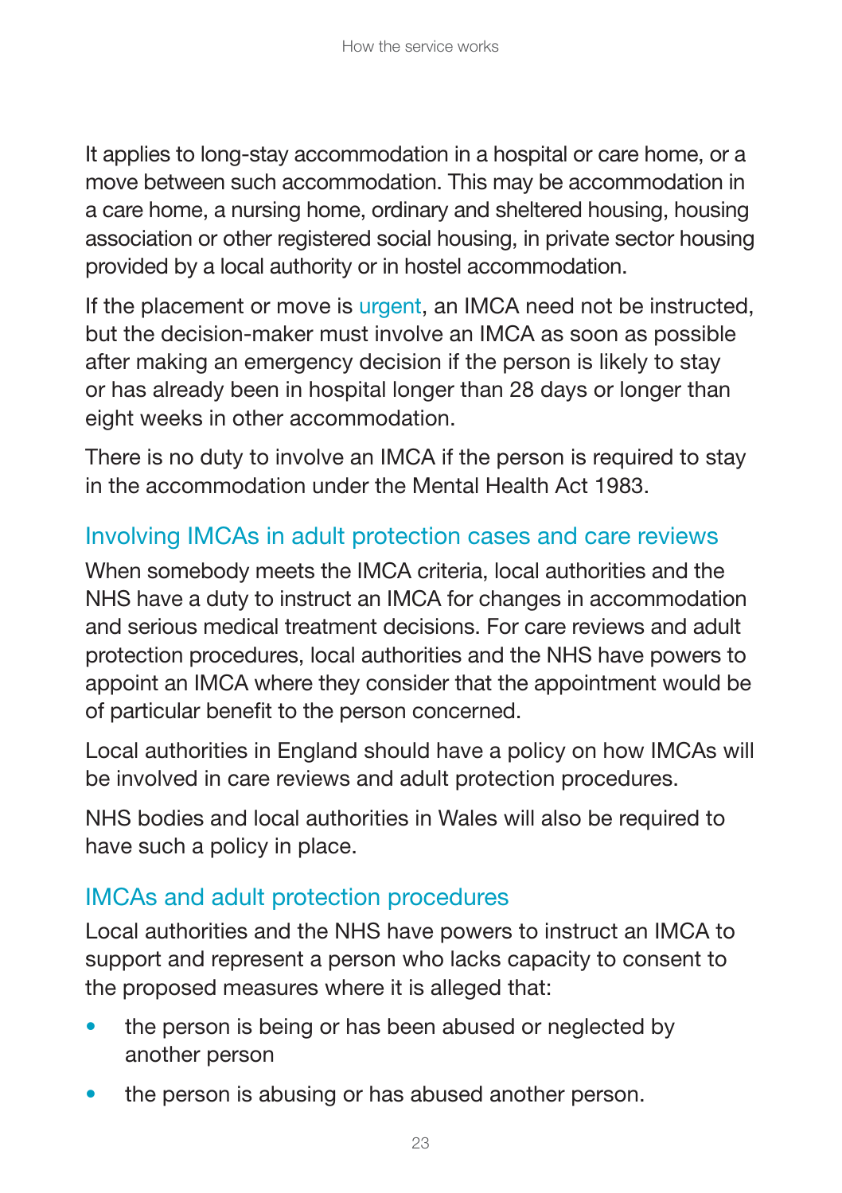It applies to long-stay accommodation in a hospital or care home, or a move between such accommodation. This may be accommodation in a care home, a nursing home, ordinary and sheltered housing, housing association or other registered social housing, in private sector housing provided by a local authority or in hostel accommodation.

If the placement or move is urgent, an IMCA need not be instructed, but the decision-maker must involve an IMCA as soon as possible after making an emergency decision if the person is likely to stay or has already been in hospital longer than 28 days or longer than eight weeks in other accommodation.

There is no duty to involve an IMCA if the person is required to stay in the accommodation under the Mental Health Act 1983.

## Involving IMCAs in adult protection cases and care reviews

When somebody meets the IMCA criteria, local authorities and the NHS have a duty to instruct an IMCA for changes in accommodation and serious medical treatment decisions. For care reviews and adult protection procedures, local authorities and the NHS have powers to appoint an IMCA where they consider that the appointment would be of particular benefit to the person concerned.

Local authorities in England should have a policy on how IMCAs will be involved in care reviews and adult protection procedures.

NHS bodies and local authorities in Wales will also be required to have such a policy in place.

## IMCAs and adult protection procedures

Local authorities and the NHS have powers to instruct an IMCA to support and represent a person who lacks capacity to consent to the proposed measures where it is alleged that:

- the person is being or has been abused or neglected by another person
- the person is abusing or has abused another person.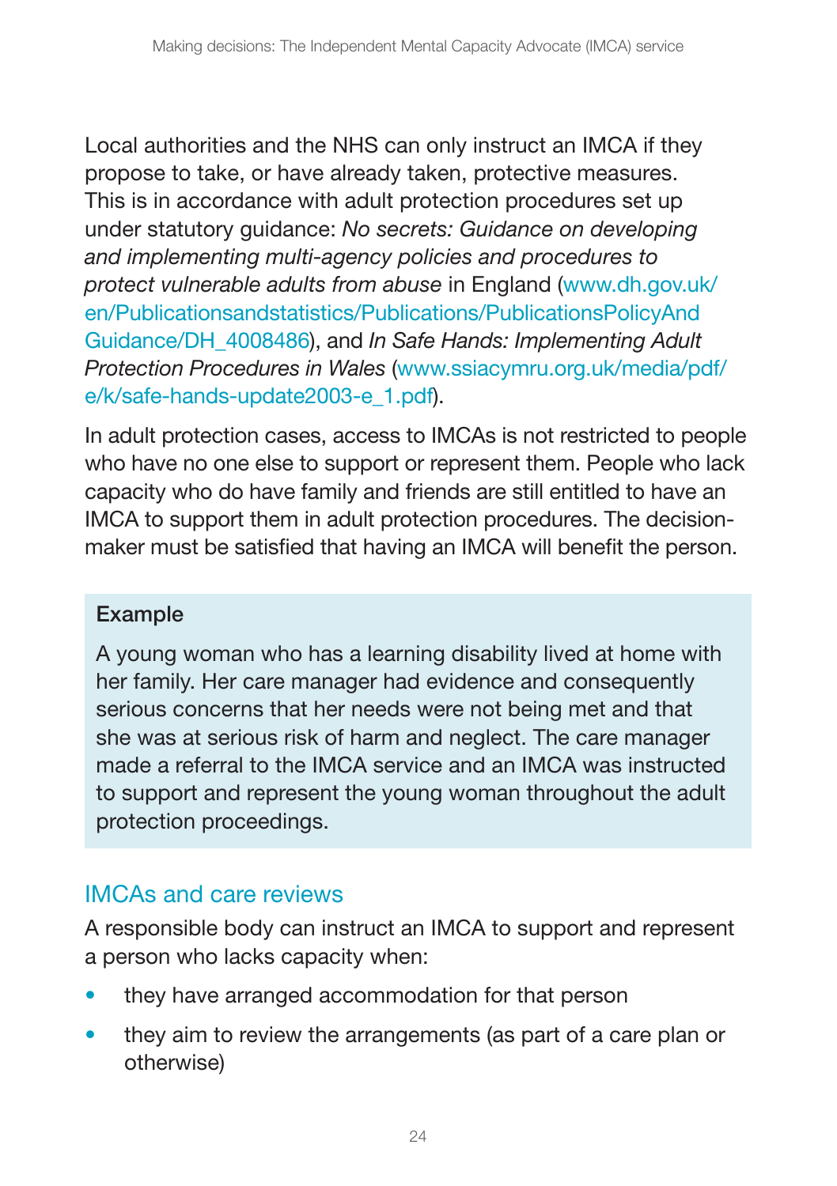Local authorities and the NHS can only instruct an IMCA if they propose to take, or have already taken, protective measures. This is in accordance with adult protection procedures set up under statutory guidance: *No secrets: Guidance on developing and implementing multi-agency policies and procedures to protect vulnerable adults from abuse* in England (www.dh.gov.uk/en/Publicationsandstatistics/Publications/PublicationsPolicyAndGuidance/DH_4008486), and *In Safe Hands: Implementing Adult Protection Procedures in Wales* (www.ssiacymru.org.uk/media/pdf/e/k/safe-hands-update2003-e_1.pdf).

In adult protection cases, access to IMCAs is not restricted to people who have no one else to support or represent them. People who lack capacity who do have family and friends are still entitled to have an IMCA to support them in adult protection procedures. The decision-maker must be satisfied that having an IMCA will benefit the person.

**Example**

A young woman who has a learning disability lived at home with her family. Her care manager had evidence and consequently serious concerns that her needs were not being met and that she was at serious risk of harm and neglect. The care manager made a referral to the IMCA service and an IMCA was instructed to support and represent the young woman throughout the adult protection proceedings.

## IMCAs and care reviews

A responsible body can instruct an IMCA to support and represent a person who lacks capacity when:

- they have arranged accommodation for that person
- they aim to review the arrangements (as part of a care plan or otherwise)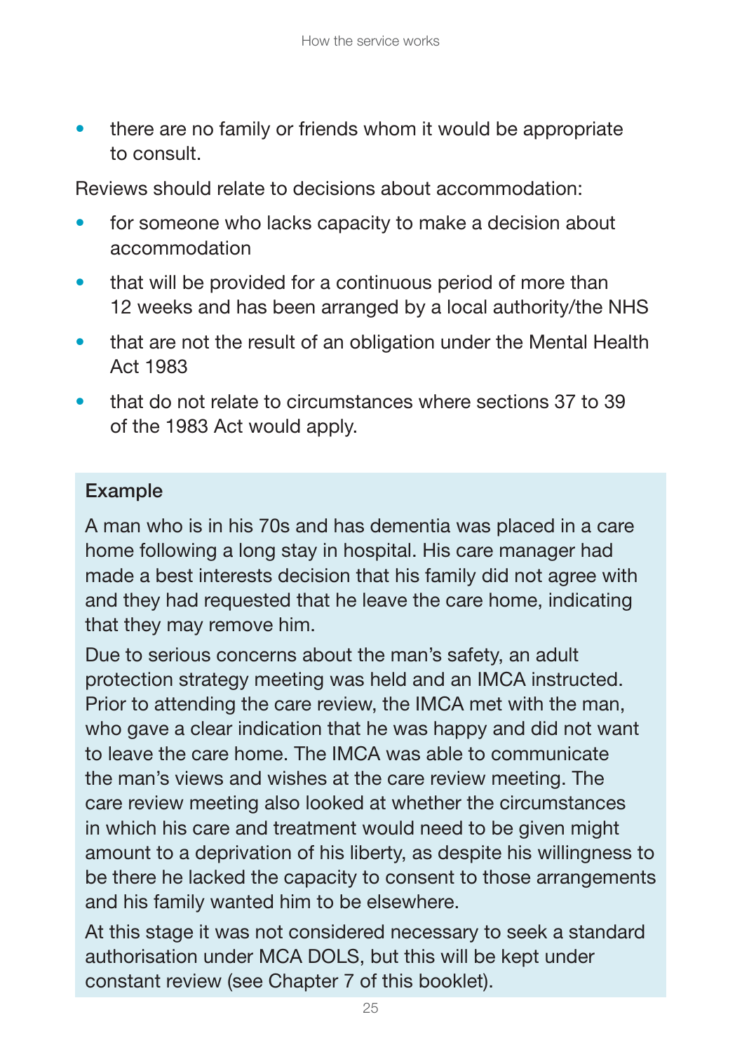- there are no family or friends whom it would be appropriate to consult.

Reviews should relate to decisions about accommodation:

- for someone who lacks capacity to make a decision about accommodation
- that will be provided for a continuous period of more than 12 weeks and has been arranged by a local authority/the NHS
- that are not the result of an obligation under the Mental Health Act 1983
- that do not relate to circumstances where sections 37 to 39 of the 1983 Act would apply.

> **Example**
>
> A man who is in his 70s and has dementia was placed in a care home following a long stay in hospital. His care manager had made a best interests decision that his family did not agree with and they had requested that he leave the care home, indicating that they may remove him.
>
> Due to serious concerns about the man's safety, an adult protection strategy meeting was held and an IMCA instructed. Prior to attending the care review, the IMCA met with the man, who gave a clear indication that he was happy and did not want to leave the care home. The IMCA was able to communicate the man's views and wishes at the care review meeting. The care review meeting also looked at whether the circumstances in which his care and treatment would need to be given might amount to a deprivation of his liberty, as despite his willingness to be there he lacked the capacity to consent to those arrangements and his family wanted him to be elsewhere.
>
> At this stage it was not considered necessary to seek a standard authorisation under MCA DOLS, but this will be kept under constant review (see Chapter 7 of this booklet).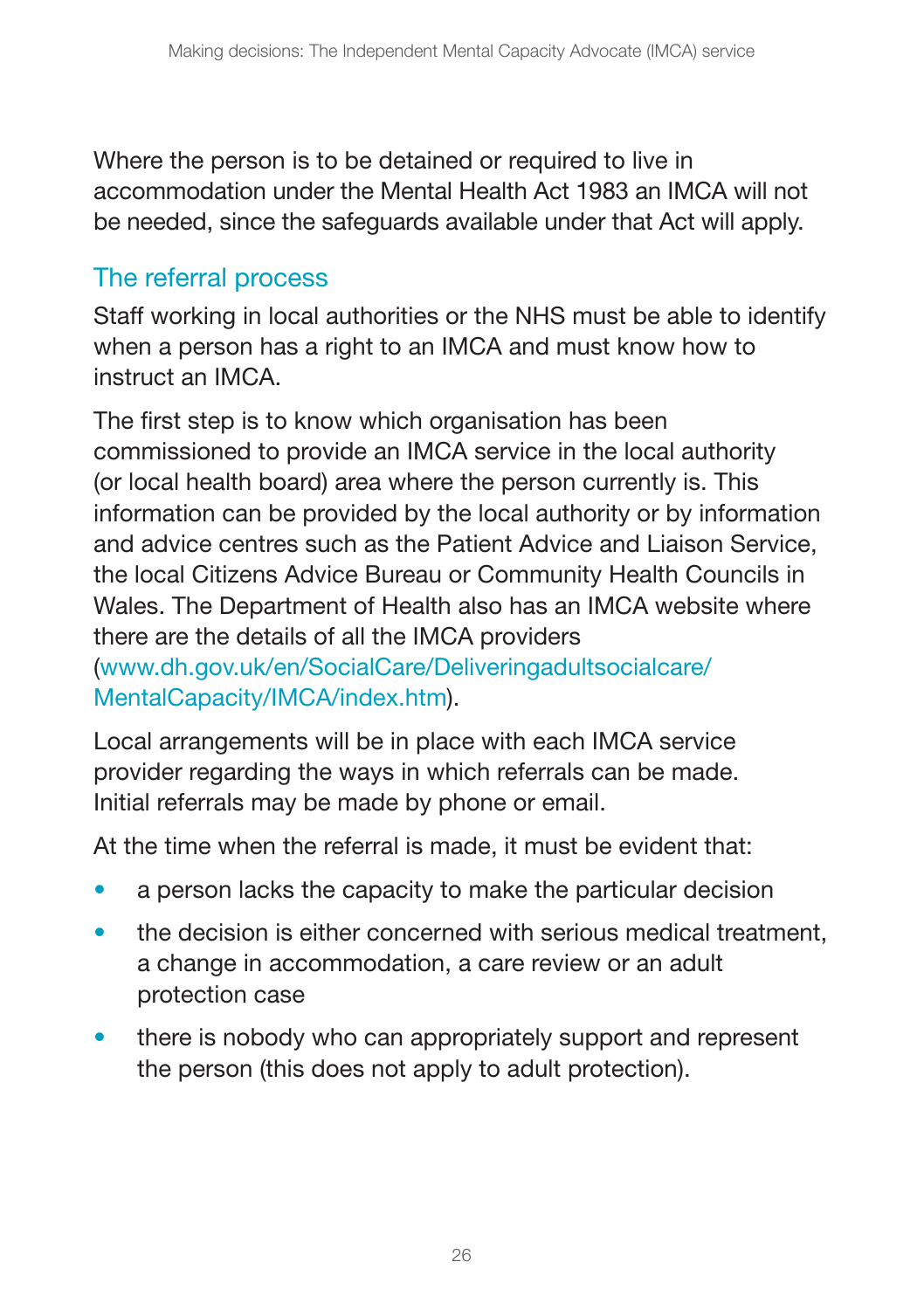Where the person is to be detained or required to live in accommodation under the Mental Health Act 1983 an IMCA will not be needed, since the safeguards available under that Act will apply.

## The referral process

Staff working in local authorities or the NHS must be able to identify when a person has a right to an IMCA and must know how to instruct an IMCA.

The first step is to know which organisation has been commissioned to provide an IMCA service in the local authority (or local health board) area where the person currently is. This information can be provided by the local authority or by information and advice centres such as the Patient Advice and Liaison Service, the local Citizens Advice Bureau or Community Health Councils in Wales. The Department of Health also has an IMCA website where there are the details of all the IMCA providers (www.dh.gov.uk/en/SocialCare/Deliveringadultsocialcare/MentalCapacity/IMCA/index.htm).

Local arrangements will be in place with each IMCA service provider regarding the ways in which referrals can be made. Initial referrals may be made by phone or email.

At the time when the referral is made, it must be evident that:

- a person lacks the capacity to make the particular decision
- the decision is either concerned with serious medical treatment, a change in accommodation, a care review or an adult protection case
- there is nobody who can appropriately support and represent the person (this does not apply to adult protection).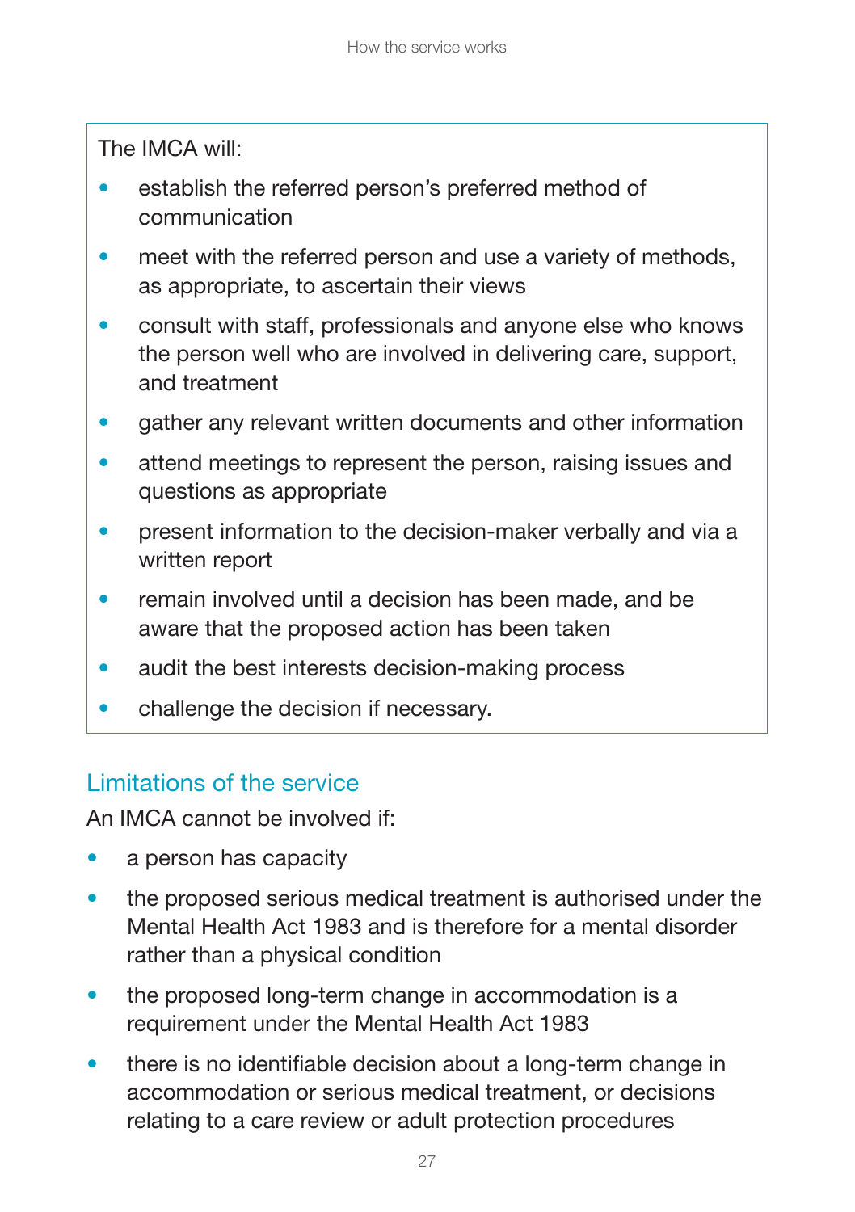The IMCA will:

- establish the referred person's preferred method of communication
- meet with the referred person and use a variety of methods, as appropriate, to ascertain their views
- consult with staff, professionals and anyone else who knows the person well who are involved in delivering care, support, and treatment
- gather any relevant written documents and other information
- attend meetings to represent the person, raising issues and questions as appropriate
- present information to the decision-maker verbally and via a written report
- remain involved until a decision has been made, and be aware that the proposed action has been taken
- audit the best interests decision-making process
- challenge the decision if necessary.

## Limitations of the service

An IMCA cannot be involved if:

- a person has capacity
- the proposed serious medical treatment is authorised under the Mental Health Act 1983 and is therefore for a mental disorder rather than a physical condition
- the proposed long-term change in accommodation is a requirement under the Mental Health Act 1983
- there is no identifiable decision about a long-term change in accommodation or serious medical treatment, or decisions relating to a care review or adult protection procedures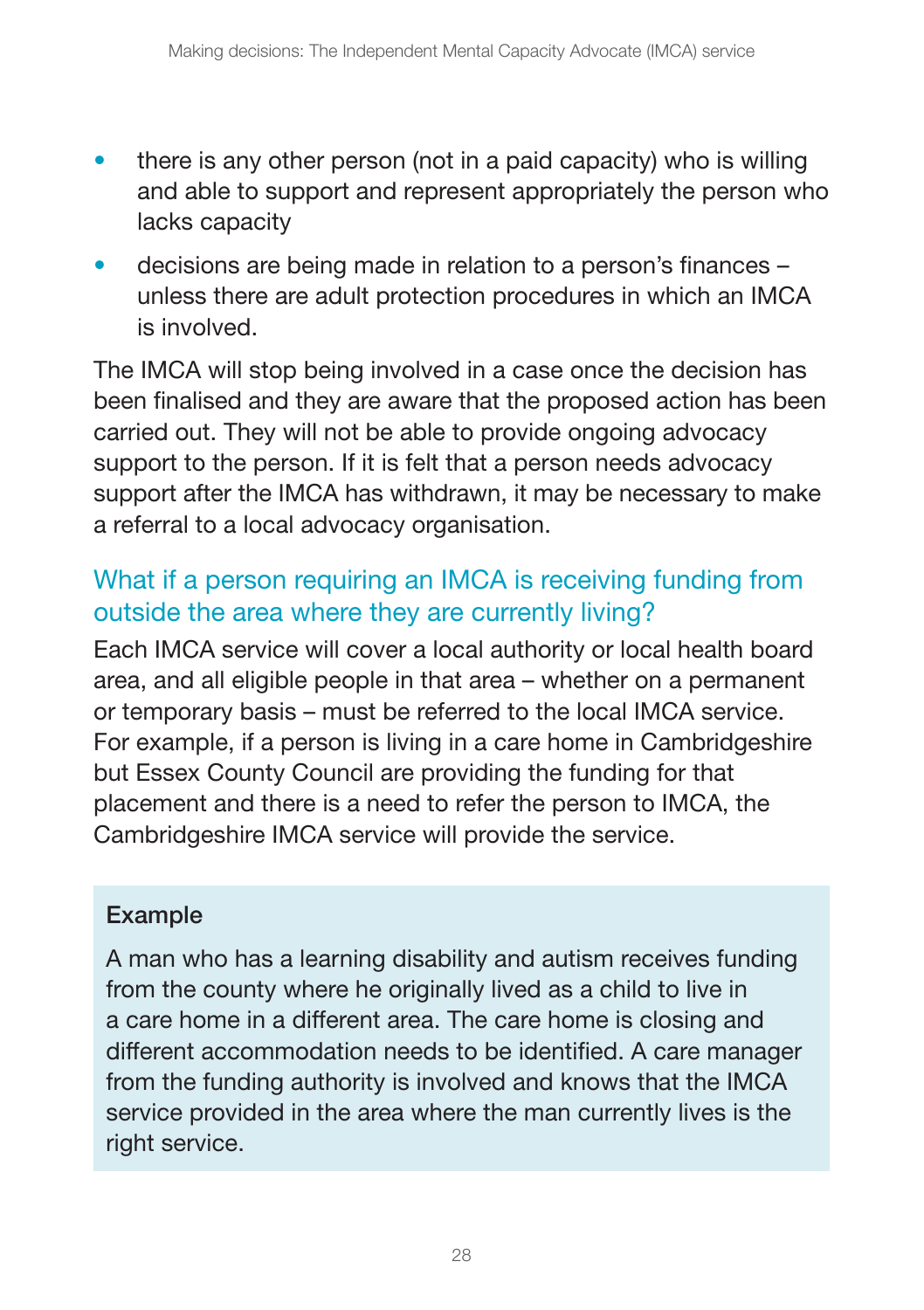- there is any other person (not in a paid capacity) who is willing and able to support and represent appropriately the person who lacks capacity
- decisions are being made in relation to a person's finances – unless there are adult protection procedures in which an IMCA is involved.

The IMCA will stop being involved in a case once the decision has been finalised and they are aware that the proposed action has been carried out. They will not be able to provide ongoing advocacy support to the person. If it is felt that a person needs advocacy support after the IMCA has withdrawn, it may be necessary to make a referral to a local advocacy organisation.

## What if a person requiring an IMCA is receiving funding from outside the area where they are currently living?

Each IMCA service will cover a local authority or local health board area, and all eligible people in that area – whether on a permanent or temporary basis – must be referred to the local IMCA service. For example, if a person is living in a care home in Cambridgeshire but Essex County Council are providing the funding for that placement and there is a need to refer the person to IMCA, the Cambridgeshire IMCA service will provide the service.

> **Example**
>
> A man who has a learning disability and autism receives funding from the county where he originally lived as a child to live in a care home in a different area. The care home is closing and different accommodation needs to be identified. A care manager from the funding authority is involved and knows that the IMCA service provided in the area where the man currently lives is the right service.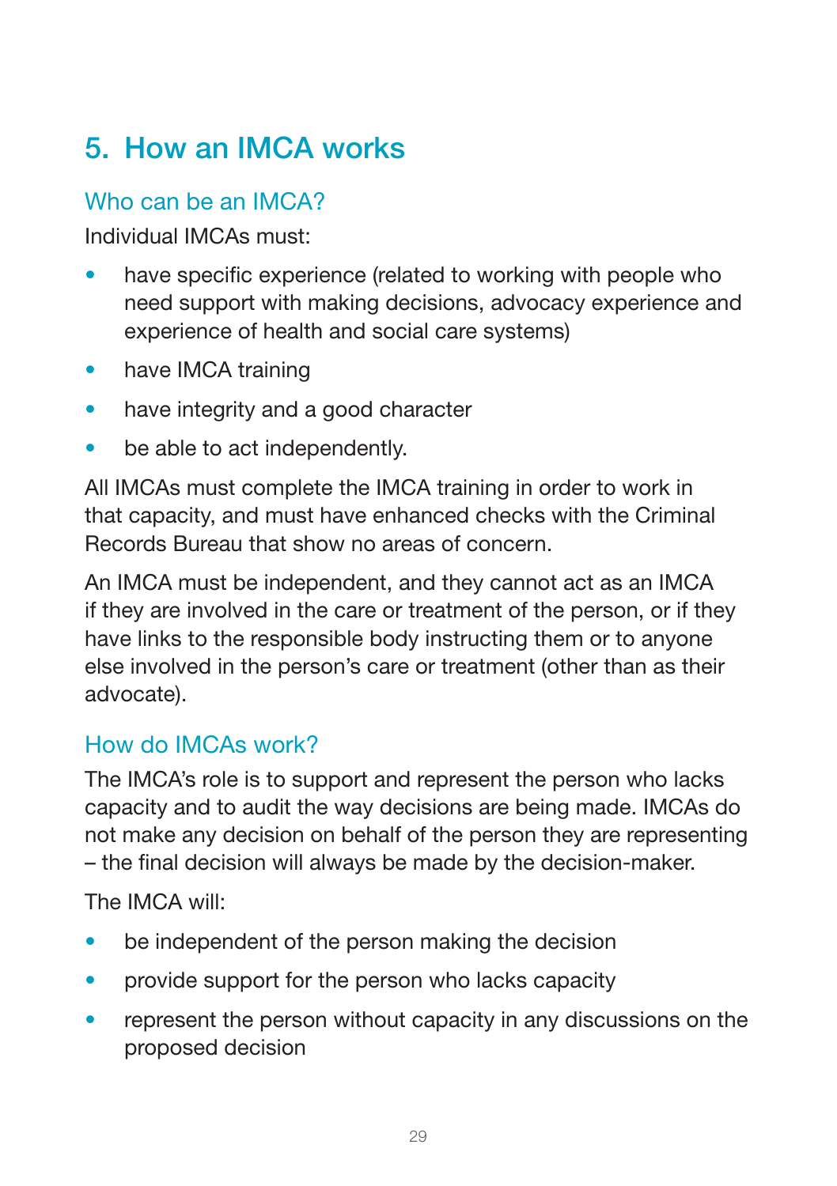## 5. How an IMCA works

### Who can be an IMCA?

Individual IMCAs must:

- have specific experience (related to working with people who need support with making decisions, advocacy experience and experience of health and social care systems)
- have IMCA training
- have integrity and a good character
- be able to act independently.

All IMCAs must complete the IMCA training in order to work in that capacity, and must have enhanced checks with the Criminal Records Bureau that show no areas of concern.

An IMCA must be independent, and they cannot act as an IMCA if they are involved in the care or treatment of the person, or if they have links to the responsible body instructing them or to anyone else involved in the person's care or treatment (other than as their advocate).

### How do IMCAs work?

The IMCA's role is to support and represent the person who lacks capacity and to audit the way decisions are being made. IMCAs do not make any decision on behalf of the person they are representing – the final decision will always be made by the decision-maker.

The IMCA will:

- be independent of the person making the decision
- provide support for the person who lacks capacity
- represent the person without capacity in any discussions on the proposed decision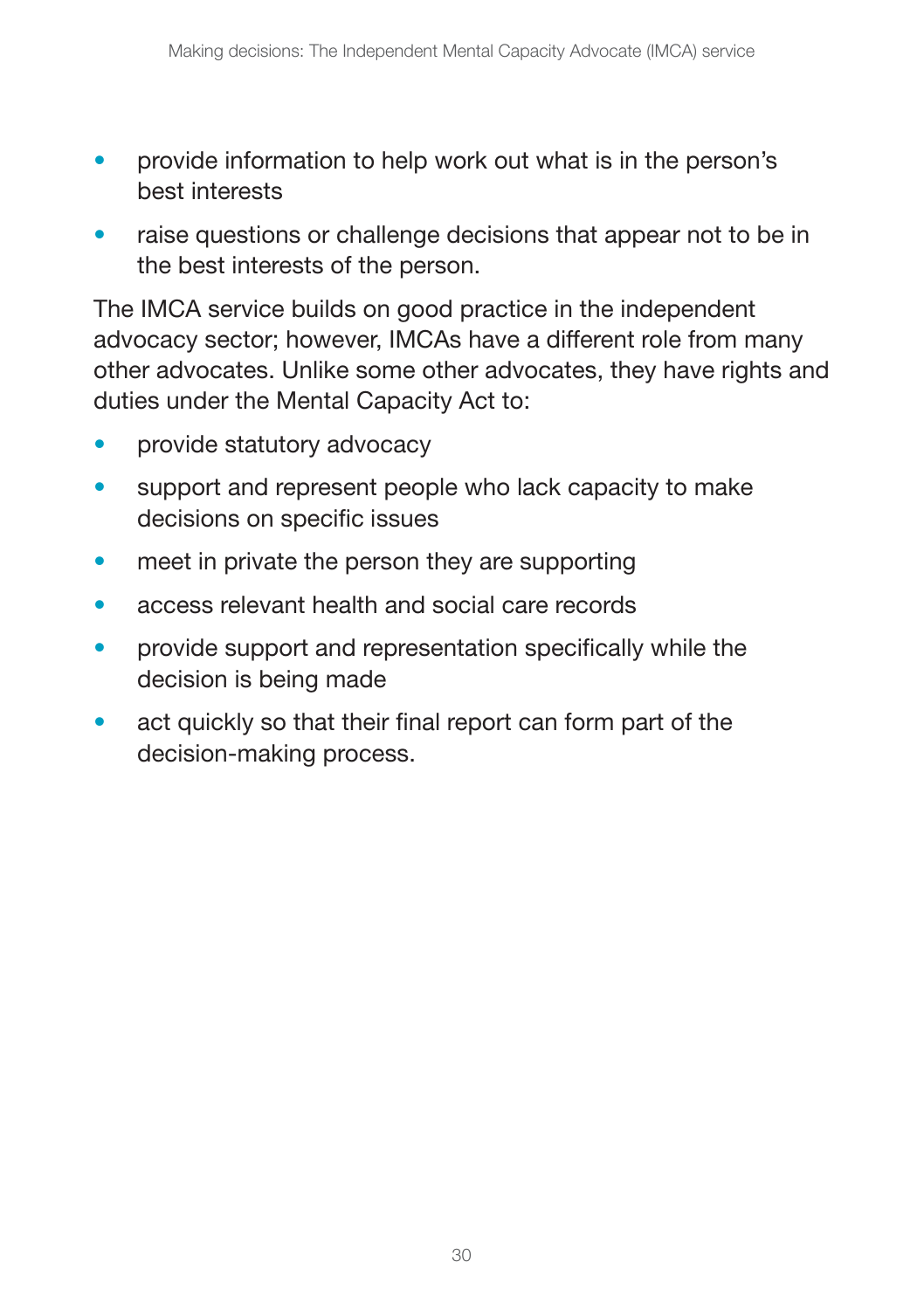- provide information to help work out what is in the person's best interests
- raise questions or challenge decisions that appear not to be in the best interests of the person.

The IMCA service builds on good practice in the independent advocacy sector; however, IMCAs have a different role from many other advocates. Unlike some other advocates, they have rights and duties under the Mental Capacity Act to:

- provide statutory advocacy
- support and represent people who lack capacity to make decisions on specific issues
- meet in private the person they are supporting
- access relevant health and social care records
- provide support and representation specifically while the decision is being made
- act quickly so that their final report can form part of the decision-making process.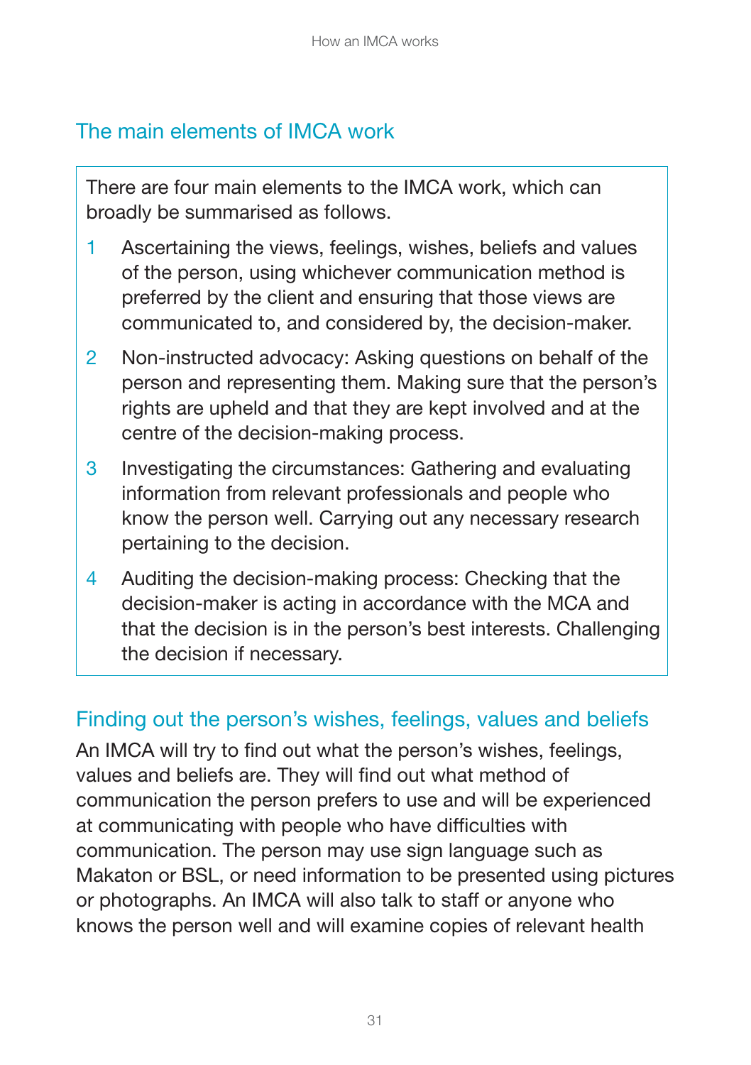## The main elements of IMCA work

There are four main elements to the IMCA work, which can broadly be summarised as follows.

1. Ascertaining the views, feelings, wishes, beliefs and values of the person, using whichever communication method is preferred by the client and ensuring that those views are communicated to, and considered by, the decision-maker.
2. Non-instructed advocacy: Asking questions on behalf of the person and representing them. Making sure that the person's rights are upheld and that they are kept involved and at the centre of the decision-making process.
3. Investigating the circumstances: Gathering and evaluating information from relevant professionals and people who know the person well. Carrying out any necessary research pertaining to the decision.
4. Auditing the decision-making process: Checking that the decision-maker is acting in accordance with the MCA and that the decision is in the person's best interests. Challenging the decision if necessary.

## Finding out the person's wishes, feelings, values and beliefs

An IMCA will try to find out what the person's wishes, feelings, values and beliefs are. They will find out what method of communication the person prefers to use and will be experienced at communicating with people who have difficulties with communication. The person may use sign language such as Makaton or BSL, or need information to be presented using pictures or photographs. An IMCA will also talk to staff or anyone who knows the person well and will examine copies of relevant health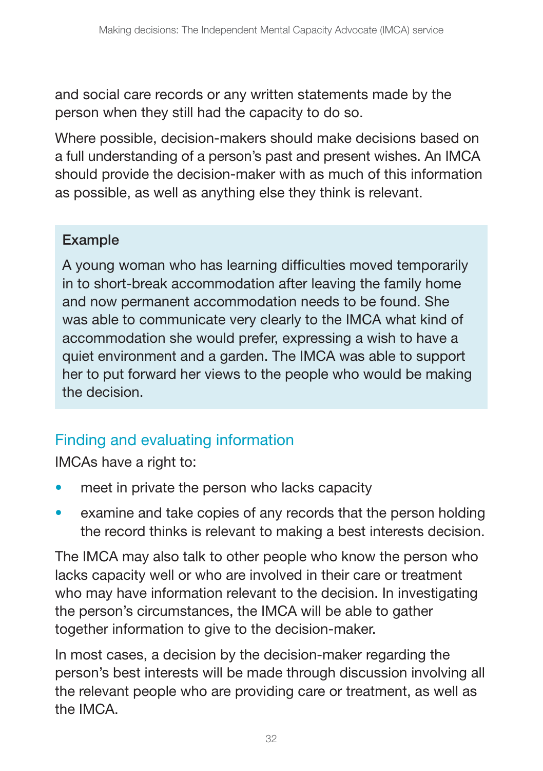and social care records or any written statements made by the person when they still had the capacity to do so.

Where possible, decision-makers should make decisions based on a full understanding of a person's past and present wishes. An IMCA should provide the decision-maker with as much of this information as possible, as well as anything else they think is relevant.

> **Example**
>
> A young woman who has learning difficulties moved temporarily in to short-break accommodation after leaving the family home and now permanent accommodation needs to be found. She was able to communicate very clearly to the IMCA what kind of accommodation she would prefer, expressing a wish to have a quiet environment and a garden. The IMCA was able to support her to put forward her views to the people who would be making the decision.

## Finding and evaluating information

IMCAs have a right to:

- meet in private the person who lacks capacity
- examine and take copies of any records that the person holding the record thinks is relevant to making a best interests decision.

The IMCA may also talk to other people who know the person who lacks capacity well or who are involved in their care or treatment who may have information relevant to the decision. In investigating the person's circumstances, the IMCA will be able to gather together information to give to the decision-maker.

In most cases, a decision by the decision-maker regarding the person's best interests will be made through discussion involving all the relevant people who are providing care or treatment, as well as the IMCA.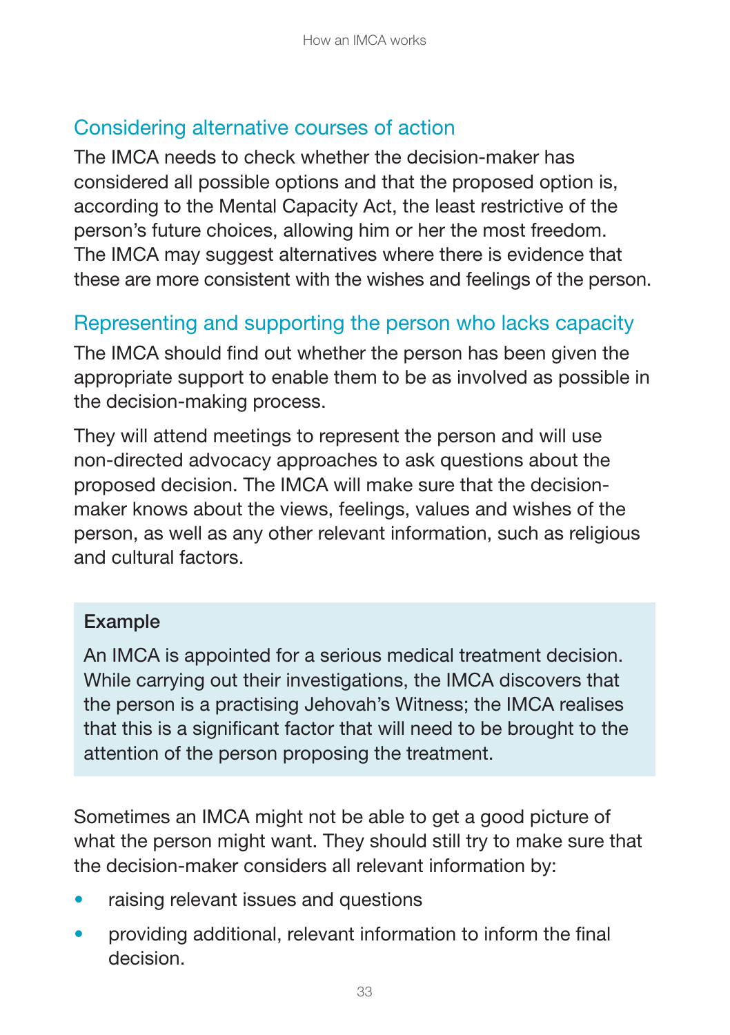## Considering alternative courses of action

The IMCA needs to check whether the decision-maker has considered all possible options and that the proposed option is, according to the Mental Capacity Act, the least restrictive of the person's future choices, allowing him or her the most freedom. The IMCA may suggest alternatives where there is evidence that these are more consistent with the wishes and feelings of the person.

## Representing and supporting the person who lacks capacity

The IMCA should find out whether the person has been given the appropriate support to enable them to be as involved as possible in the decision-making process.

They will attend meetings to represent the person and will use non-directed advocacy approaches to ask questions about the proposed decision. The IMCA will make sure that the decision-maker knows about the views, feelings, values and wishes of the person, as well as any other relevant information, such as religious and cultural factors.

**Example**

An IMCA is appointed for a serious medical treatment decision. While carrying out their investigations, the IMCA discovers that the person is a practising Jehovah's Witness; the IMCA realises that this is a significant factor that will need to be brought to the attention of the person proposing the treatment.

Sometimes an IMCA might not be able to get a good picture of what the person might want. They should still try to make sure that the decision-maker considers all relevant information by:

- raising relevant issues and questions
- providing additional, relevant information to inform the final decision.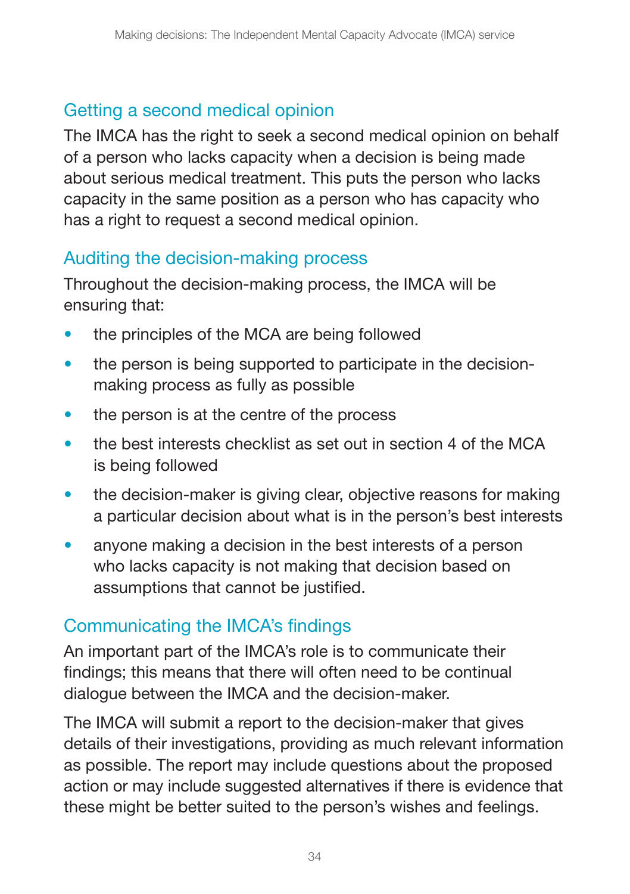## Getting a second medical opinion

The IMCA has the right to seek a second medical opinion on behalf of a person who lacks capacity when a decision is being made about serious medical treatment. This puts the person who lacks capacity in the same position as a person who has capacity who has a right to request a second medical opinion.

## Auditing the decision-making process

Throughout the decision-making process, the IMCA will be ensuring that:

- the principles of the MCA are being followed
- the person is being supported to participate in the decision-making process as fully as possible
- the person is at the centre of the process
- the best interests checklist as set out in section 4 of the MCA is being followed
- the decision-maker is giving clear, objective reasons for making a particular decision about what is in the person's best interests
- anyone making a decision in the best interests of a person who lacks capacity is not making that decision based on assumptions that cannot be justified.

## Communicating the IMCA's findings

An important part of the IMCA's role is to communicate their findings; this means that there will often need to be continual dialogue between the IMCA and the decision-maker.

The IMCA will submit a report to the decision-maker that gives details of their investigations, providing as much relevant information as possible. The report may include questions about the proposed action or may include suggested alternatives if there is evidence that these might be better suited to the person's wishes and feelings.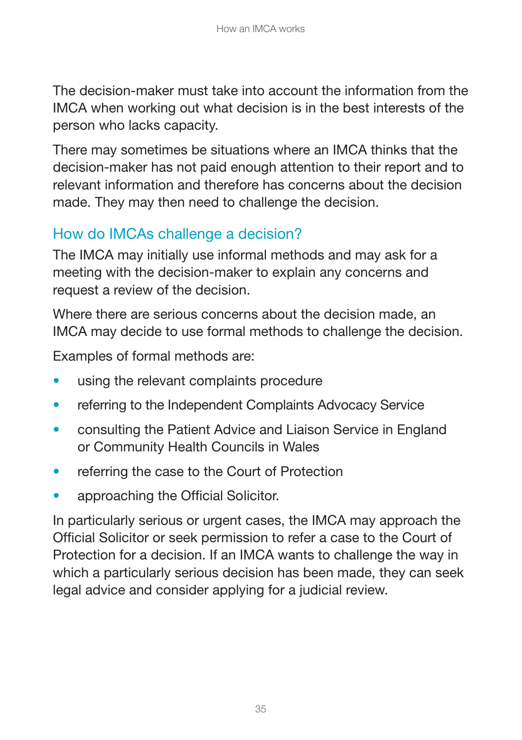The decision-maker must take into account the information from the IMCA when working out what decision is in the best interests of the person who lacks capacity.

There may sometimes be situations where an IMCA thinks that the decision-maker has not paid enough attention to their report and to relevant information and therefore has concerns about the decision made. They may then need to challenge the decision.

## How do IMCAs challenge a decision?

The IMCA may initially use informal methods and may ask for a meeting with the decision-maker to explain any concerns and request a review of the decision.

Where there are serious concerns about the decision made, an IMCA may decide to use formal methods to challenge the decision.

Examples of formal methods are:

- using the relevant complaints procedure
- referring to the Independent Complaints Advocacy Service
- consulting the Patient Advice and Liaison Service in England or Community Health Councils in Wales
- referring the case to the Court of Protection
- approaching the Official Solicitor.

In particularly serious or urgent cases, the IMCA may approach the Official Solicitor or seek permission to refer a case to the Court of Protection for a decision. If an IMCA wants to challenge the way in which a particularly serious decision has been made, they can seek legal advice and consider applying for a judicial review.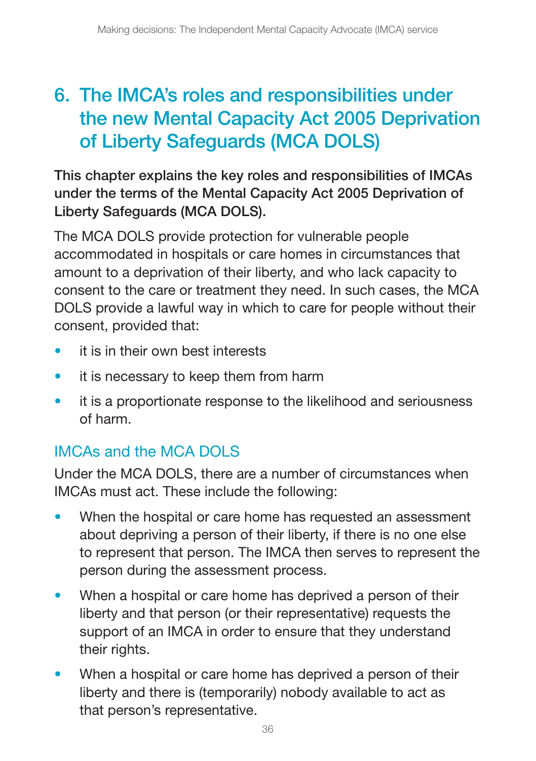# 6. The IMCA's roles and responsibilities under the new Mental Capacity Act 2005 Deprivation of Liberty Safeguards (MCA DOLS)

**This chapter explains the key roles and responsibilities of IMCAs under the terms of the Mental Capacity Act 2005 Deprivation of Liberty Safeguards (MCA DOLS).**

The MCA DOLS provide protection for vulnerable people accommodated in hospitals or care homes in circumstances that amount to a deprivation of their liberty, and who lack capacity to consent to the care or treatment they need. In such cases, the MCA DOLS provide a lawful way in which to care for people without their consent, provided that:

- it is in their own best interests
- it is necessary to keep them from harm
- it is a proportionate response to the likelihood and seriousness of harm.

## IMCAs and the MCA DOLS

Under the MCA DOLS, there are a number of circumstances when IMCAs must act. These include the following:

- When the hospital or care home has requested an assessment about depriving a person of their liberty, if there is no one else to represent that person. The IMCA then serves to represent the person during the assessment process.
- When a hospital or care home has deprived a person of their liberty and that person (or their representative) requests the support of an IMCA in order to ensure that they understand their rights.
- When a hospital or care home has deprived a person of their liberty and there is (temporarily) nobody available to act as that person's representative.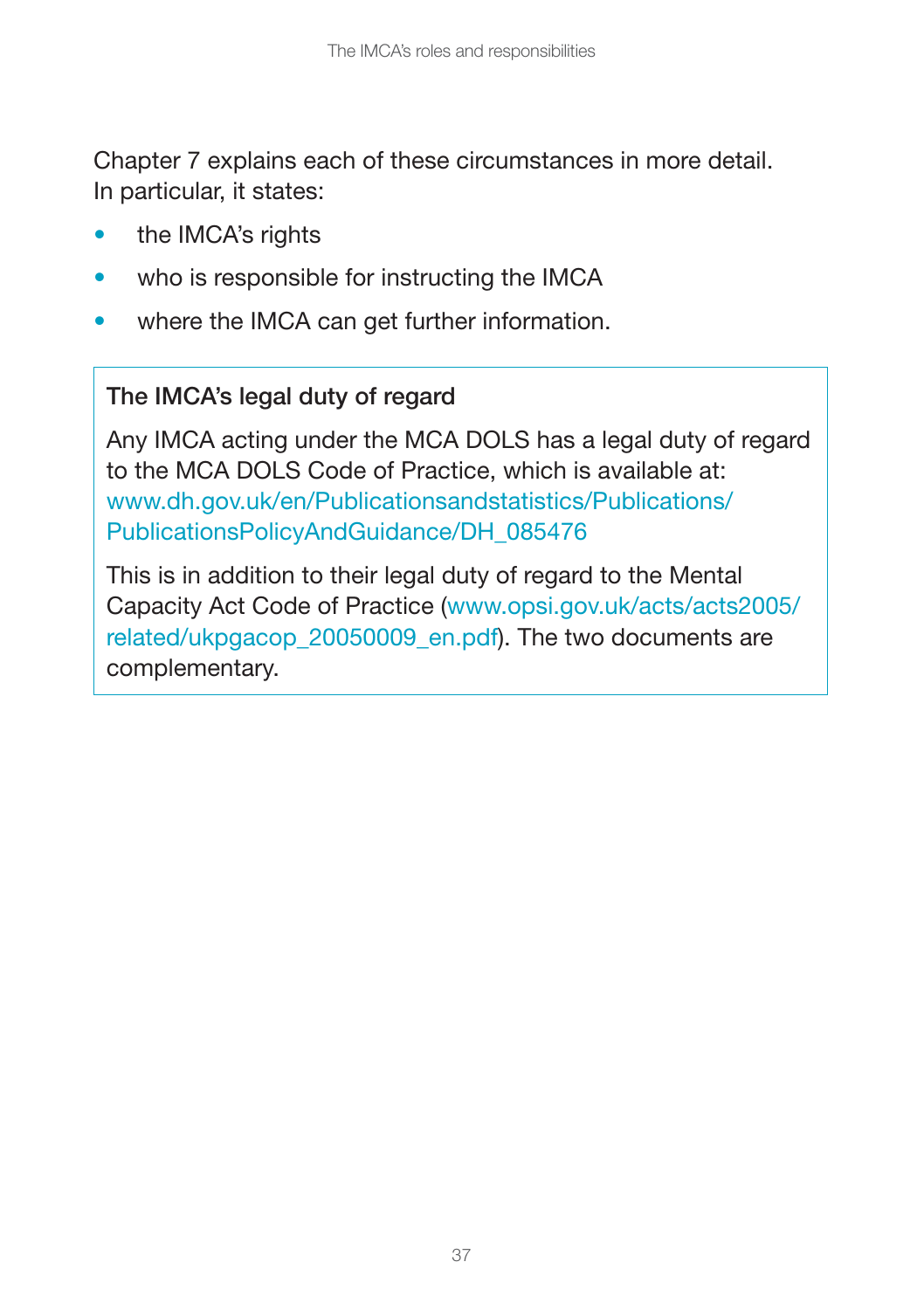Chapter 7 explains each of these circumstances in more detail. In particular, it states:

- the IMCA's rights
- who is responsible for instructing the IMCA
- where the IMCA can get further information.

### The IMCA's legal duty of regard

Any IMCA acting under the MCA DOLS has a legal duty of regard to the MCA DOLS Code of Practice, which is available at: www.dh.gov.uk/en/Publicationsandstatistics/Publications/PublicationsPolicyAndGuidance/DH_085476

This is in addition to their legal duty of regard to the Mental Capacity Act Code of Practice (www.opsi.gov.uk/acts/acts2005/related/ukpgacop_20050009_en.pdf). The two documents are complementary.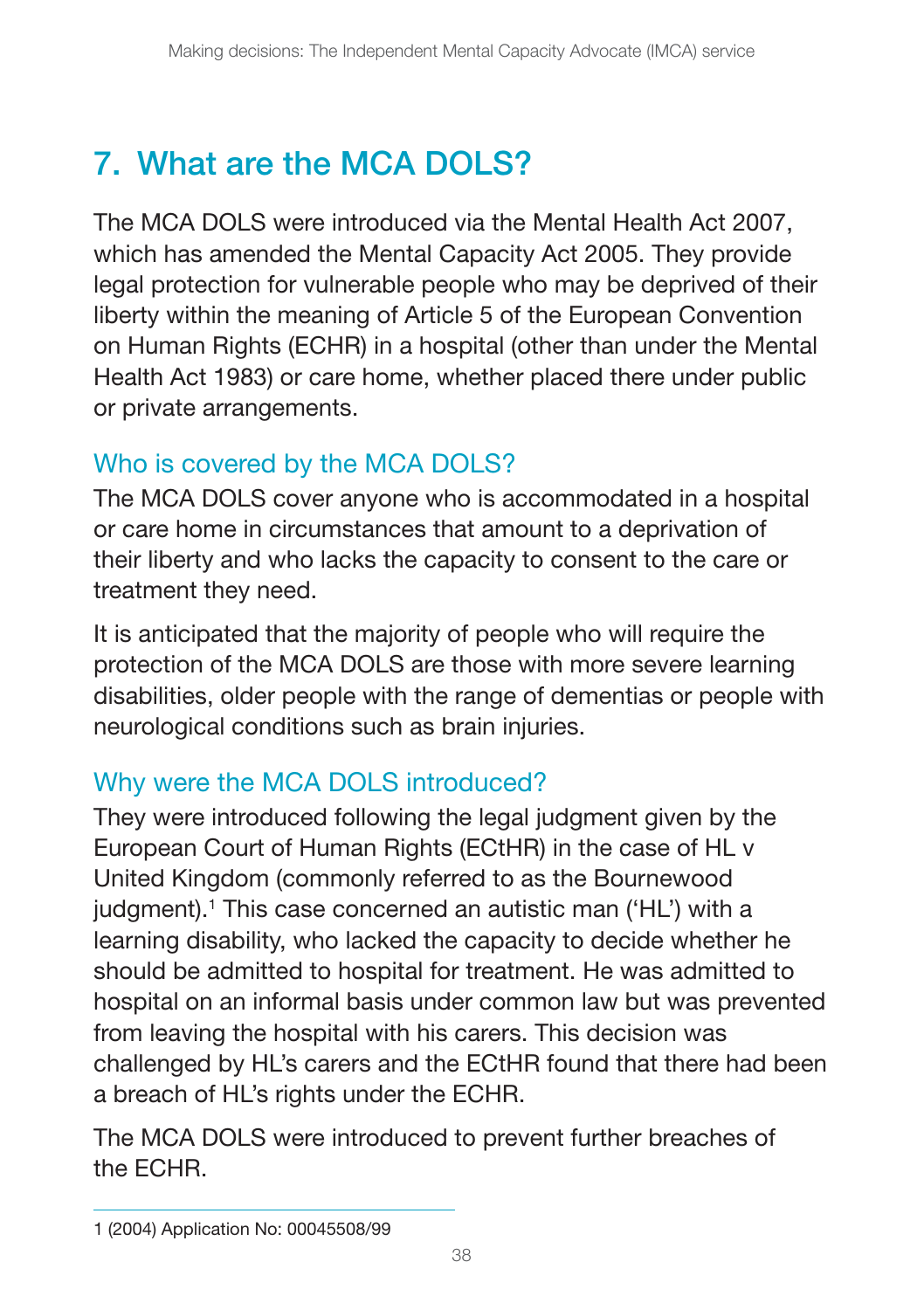# 7. What are the MCA DOLS?

The MCA DOLS were introduced via the Mental Health Act 2007, which has amended the Mental Capacity Act 2005. They provide legal protection for vulnerable people who may be deprived of their liberty within the meaning of Article 5 of the European Convention on Human Rights (ECHR) in a hospital (other than under the Mental Health Act 1983) or care home, whether placed there under public or private arrangements.

## Who is covered by the MCA DOLS?

The MCA DOLS cover anyone who is accommodated in a hospital or care home in circumstances that amount to a deprivation of their liberty and who lacks the capacity to consent to the care or treatment they need.

It is anticipated that the majority of people who will require the protection of the MCA DOLS are those with more severe learning disabilities, older people with the range of dementias or people with neurological conditions such as brain injuries.

## Why were the MCA DOLS introduced?

They were introduced following the legal judgment given by the European Court of Human Rights (ECtHR) in the case of HL v United Kingdom (commonly referred to as the Bournewood judgment).[1] This case concerned an autistic man ('HL') with a learning disability, who lacked the capacity to decide whether he should be admitted to hospital for treatment. He was admitted to hospital on an informal basis under common law but was prevented from leaving the hospital with his carers. This decision was challenged by HL's carers and the ECtHR found that there had been a breach of HL's rights under the ECHR.

The MCA DOLS were introduced to prevent further breaches of the ECHR.

---

1 (2004) Application No: 00045508/99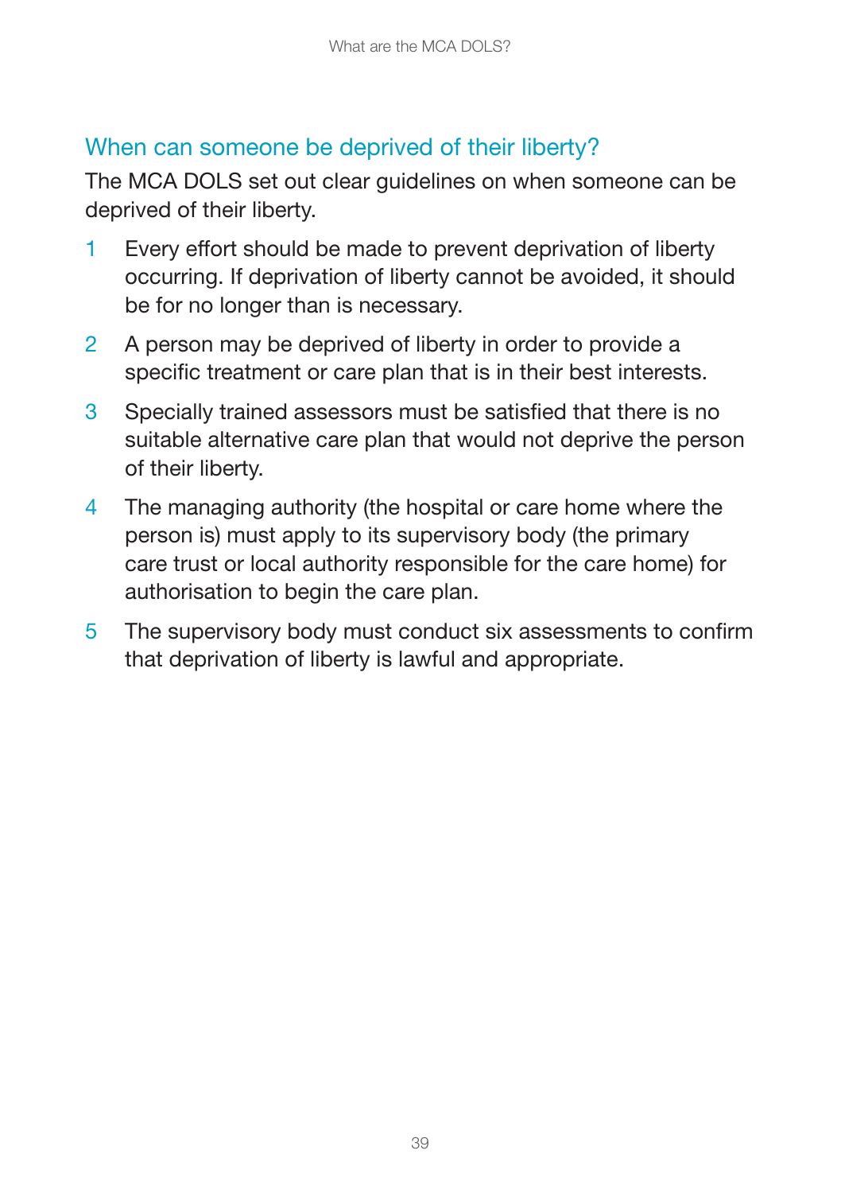## When can someone be deprived of their liberty?

The MCA DOLS set out clear guidelines on when someone can be deprived of their liberty.

1. Every effort should be made to prevent deprivation of liberty occurring. If deprivation of liberty cannot be avoided, it should be for no longer than is necessary.
2. A person may be deprived of liberty in order to provide a specific treatment or care plan that is in their best interests.
3. Specially trained assessors must be satisfied that there is no suitable alternative care plan that would not deprive the person of their liberty.
4. The managing authority (the hospital or care home where the person is) must apply to its supervisory body (the primary care trust or local authority responsible for the care home) for authorisation to begin the care plan.
5. The supervisory body must conduct six assessments to confirm that deprivation of liberty is lawful and appropriate.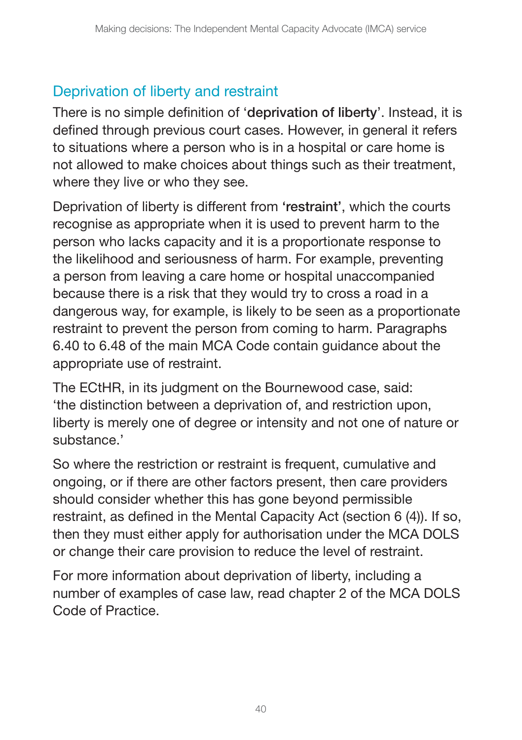## Deprivation of liberty and restraint

There is no simple definition of '**deprivation of liberty**'. Instead, it is defined through previous court cases. However, in general it refers to situations where a person who is in a hospital or care home is not allowed to make choices about things such as their treatment, where they live or who they see.

Deprivation of liberty is different from '**restraint**', which the courts recognise as appropriate when it is used to prevent harm to the person who lacks capacity and it is a proportionate response to the likelihood and seriousness of harm. For example, preventing a person from leaving a care home or hospital unaccompanied because there is a risk that they would try to cross a road in a dangerous way, for example, is likely to be seen as a proportionate restraint to prevent the person from coming to harm. Paragraphs 6.40 to 6.48 of the main MCA Code contain guidance about the appropriate use of restraint.

The ECtHR, in its judgment on the Bournewood case, said: 'the distinction between a deprivation of, and restriction upon, liberty is merely one of degree or intensity and not one of nature or substance.'

So where the restriction or restraint is frequent, cumulative and ongoing, or if there are other factors present, then care providers should consider whether this has gone beyond permissible restraint, as defined in the Mental Capacity Act (section 6 (4)). If so, then they must either apply for authorisation under the MCA DOLS or change their care provision to reduce the level of restraint.

For more information about deprivation of liberty, including a number of examples of case law, read chapter 2 of the MCA DOLS Code of Practice.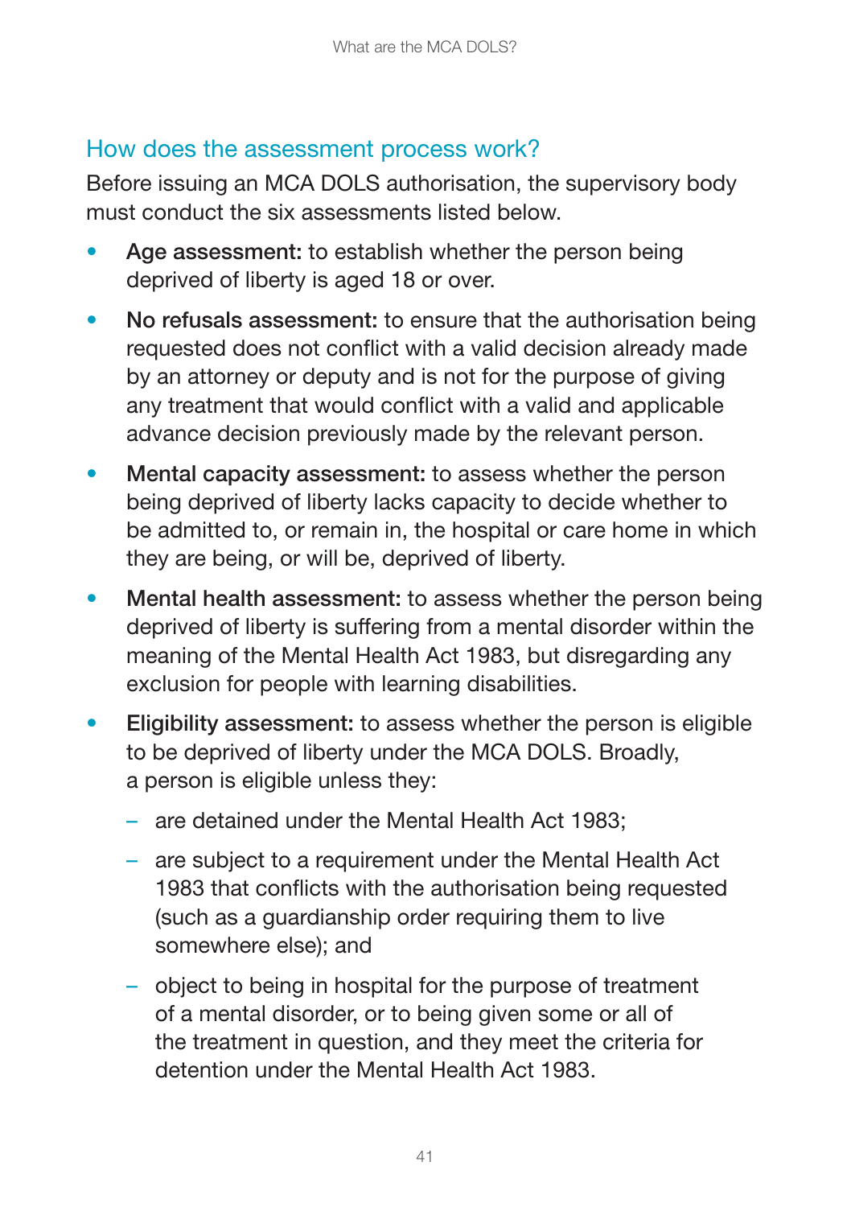## How does the assessment process work?

Before issuing an MCA DOLS authorisation, the supervisory body must conduct the six assessments listed below.

- **Age assessment:** to establish whether the person being deprived of liberty is aged 18 or over.
- **No refusals assessment:** to ensure that the authorisation being requested does not conflict with a valid decision already made by an attorney or deputy and is not for the purpose of giving any treatment that would conflict with a valid and applicable advance decision previously made by the relevant person.
- **Mental capacity assessment:** to assess whether the person being deprived of liberty lacks capacity to decide whether to be admitted to, or remain in, the hospital or care home in which they are being, or will be, deprived of liberty.
- **Mental health assessment:** to assess whether the person being deprived of liberty is suffering from a mental disorder within the meaning of the Mental Health Act 1983, but disregarding any exclusion for people with learning disabilities.
- **Eligibility assessment:** to assess whether the person is eligible to be deprived of liberty under the MCA DOLS. Broadly, a person is eligible unless they:
  - are detained under the Mental Health Act 1983;
  - are subject to a requirement under the Mental Health Act 1983 that conflicts with the authorisation being requested (such as a guardianship order requiring them to live somewhere else); and
  - object to being in hospital for the purpose of treatment of a mental disorder, or to being given some or all of the treatment in question, and they meet the criteria for detention under the Mental Health Act 1983.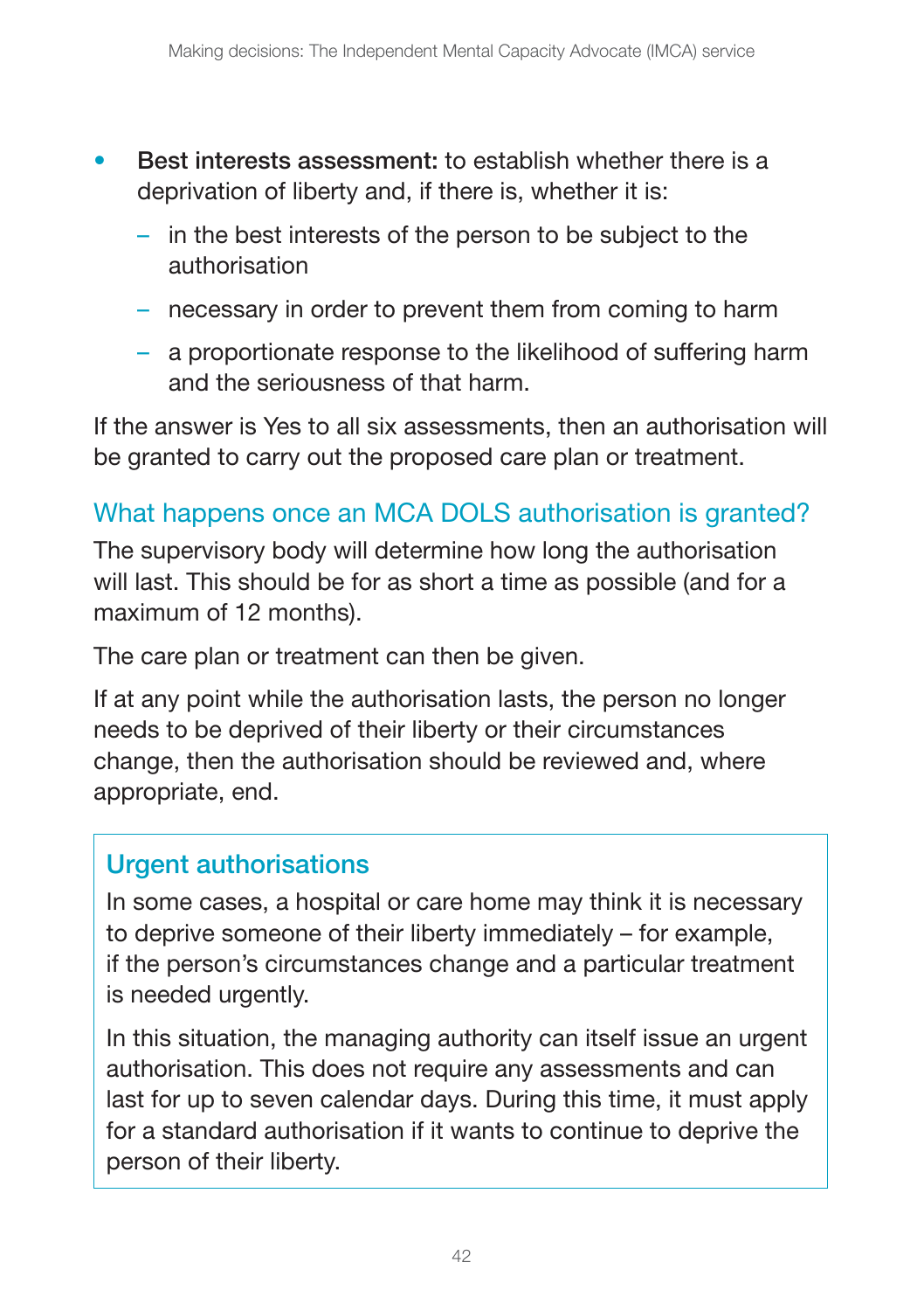- **Best interests assessment:** to establish whether there is a deprivation of liberty and, if there is, whether it is:
  - in the best interests of the person to be subject to the authorisation
  - necessary in order to prevent them from coming to harm
  - a proportionate response to the likelihood of suffering harm and the seriousness of that harm.

If the answer is Yes to all six assessments, then an authorisation will be granted to carry out the proposed care plan or treatment.

## What happens once an MCA DOLS authorisation is granted?

The supervisory body will determine how long the authorisation will last. This should be for as short a time as possible (and for a maximum of 12 months).

The care plan or treatment can then be given.

If at any point while the authorisation lasts, the person no longer needs to be deprived of their liberty or their circumstances change, then the authorisation should be reviewed and, where appropriate, end.

### Urgent authorisations

In some cases, a hospital or care home may think it is necessary to deprive someone of their liberty immediately – for example, if the person's circumstances change and a particular treatment is needed urgently.

In this situation, the managing authority can itself issue an urgent authorisation. This does not require any assessments and can last for up to seven calendar days. During this time, it must apply for a standard authorisation if it wants to continue to deprive the person of their liberty.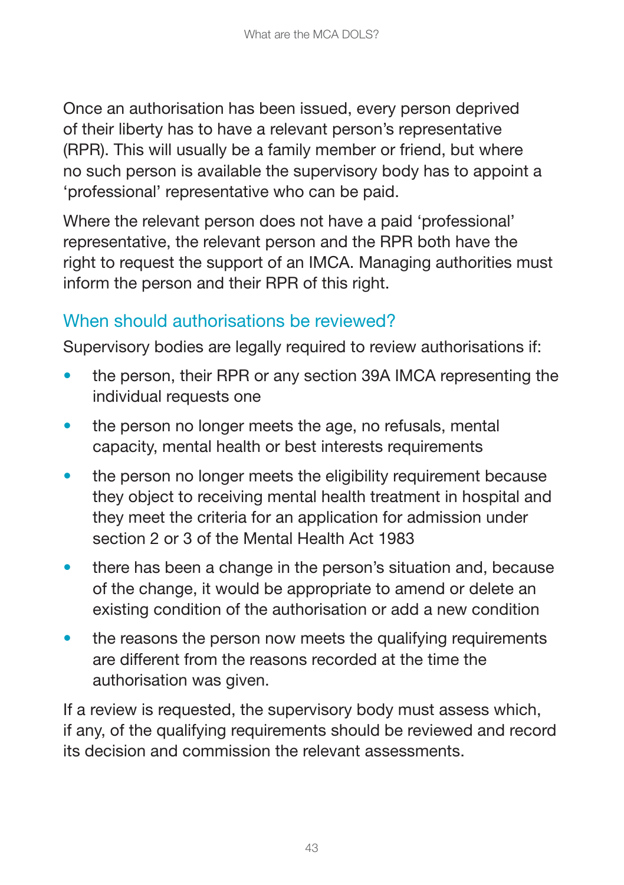Once an authorisation has been issued, every person deprived of their liberty has to have a relevant person's representative (RPR). This will usually be a family member or friend, but where no such person is available the supervisory body has to appoint a 'professional' representative who can be paid.

Where the relevant person does not have a paid 'professional' representative, the relevant person and the RPR both have the right to request the support of an IMCA. Managing authorities must inform the person and their RPR of this right.

## When should authorisations be reviewed?

Supervisory bodies are legally required to review authorisations if:

- the person, their RPR or any section 39A IMCA representing the individual requests one
- the person no longer meets the age, no refusals, mental capacity, mental health or best interests requirements
- the person no longer meets the eligibility requirement because they object to receiving mental health treatment in hospital and they meet the criteria for an application for admission under section 2 or 3 of the Mental Health Act 1983
- there has been a change in the person's situation and, because of the change, it would be appropriate to amend or delete an existing condition of the authorisation or add a new condition
- the reasons the person now meets the qualifying requirements are different from the reasons recorded at the time the authorisation was given.

If a review is requested, the supervisory body must assess which, if any, of the qualifying requirements should be reviewed and record its decision and commission the relevant assessments.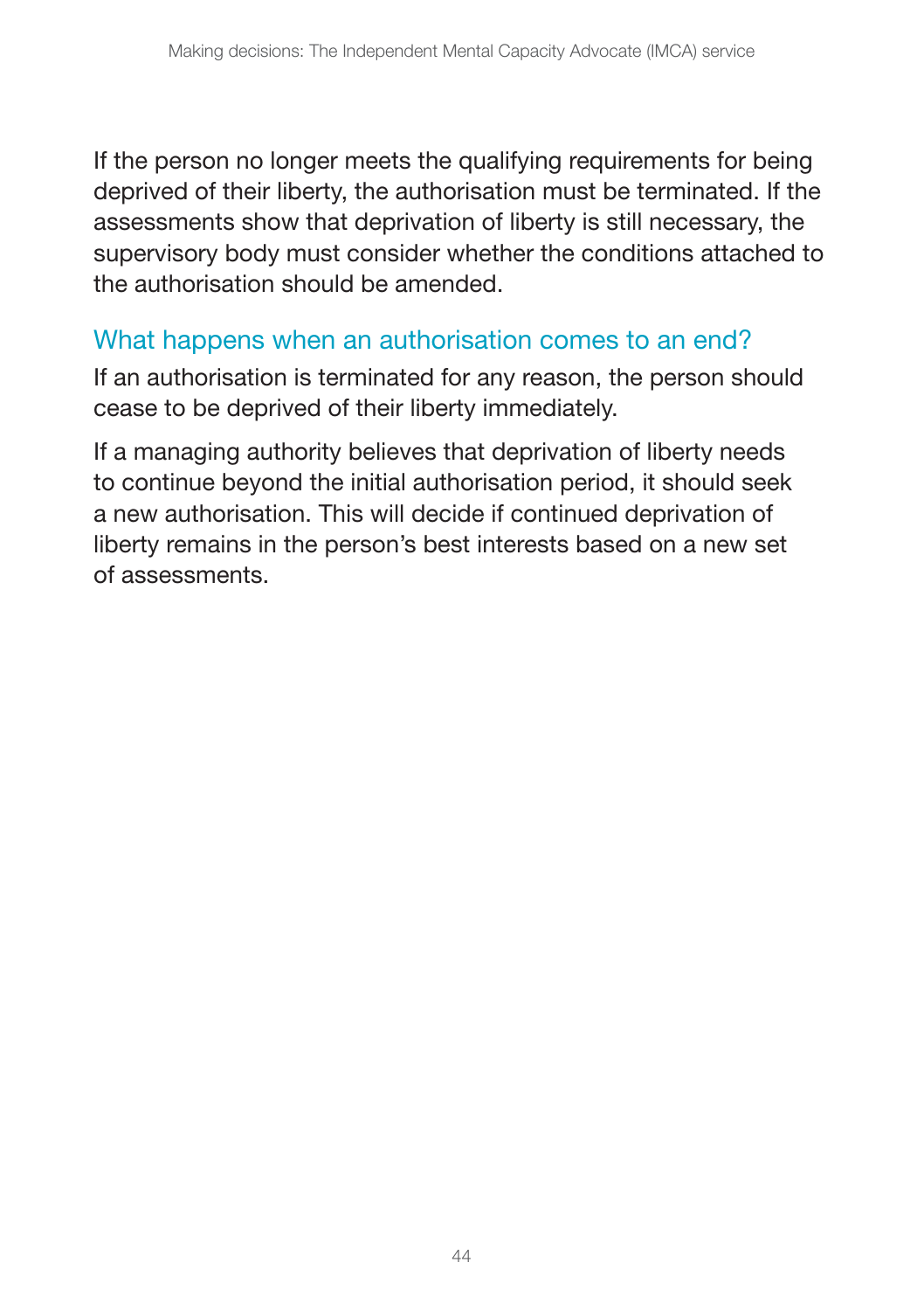If the person no longer meets the qualifying requirements for being deprived of their liberty, the authorisation must be terminated. If the assessments show that deprivation of liberty is still necessary, the supervisory body must consider whether the conditions attached to the authorisation should be amended.

## What happens when an authorisation comes to an end?

If an authorisation is terminated for any reason, the person should cease to be deprived of their liberty immediately.

If a managing authority believes that deprivation of liberty needs to continue beyond the initial authorisation period, it should seek a new authorisation. This will decide if continued deprivation of liberty remains in the person's best interests based on a new set of assessments.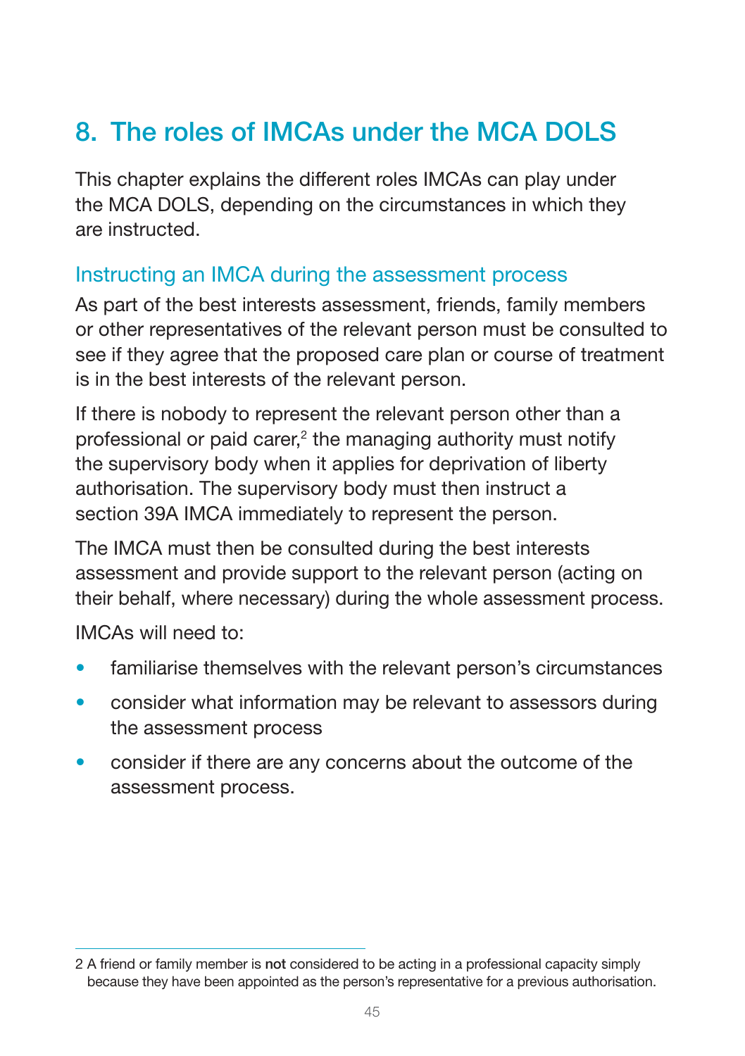# 8. The roles of IMCAs under the MCA DOLS

This chapter explains the different roles IMCAs can play under the MCA DOLS, depending on the circumstances in which they are instructed.

## Instructing an IMCA during the assessment process

As part of the best interests assessment, friends, family members or other representatives of the relevant person must be consulted to see if they agree that the proposed care plan or course of treatment is in the best interests of the relevant person.

If there is nobody to represent the relevant person other than a professional or paid carer,[2] the managing authority must notify the supervisory body when it applies for deprivation of liberty authorisation. The supervisory body must then instruct a section 39A IMCA immediately to represent the person.

The IMCA must then be consulted during the best interests assessment and provide support to the relevant person (acting on their behalf, where necessary) during the whole assessment process.

IMCAs will need to:

- familiarise themselves with the relevant person's circumstances
- consider what information may be relevant to assessors during the assessment process
- consider if there are any concerns about the outcome of the assessment process.

---

2 A friend or family member is **not** considered to be acting in a professional capacity simply because they have been appointed as the person's representative for a previous authorisation.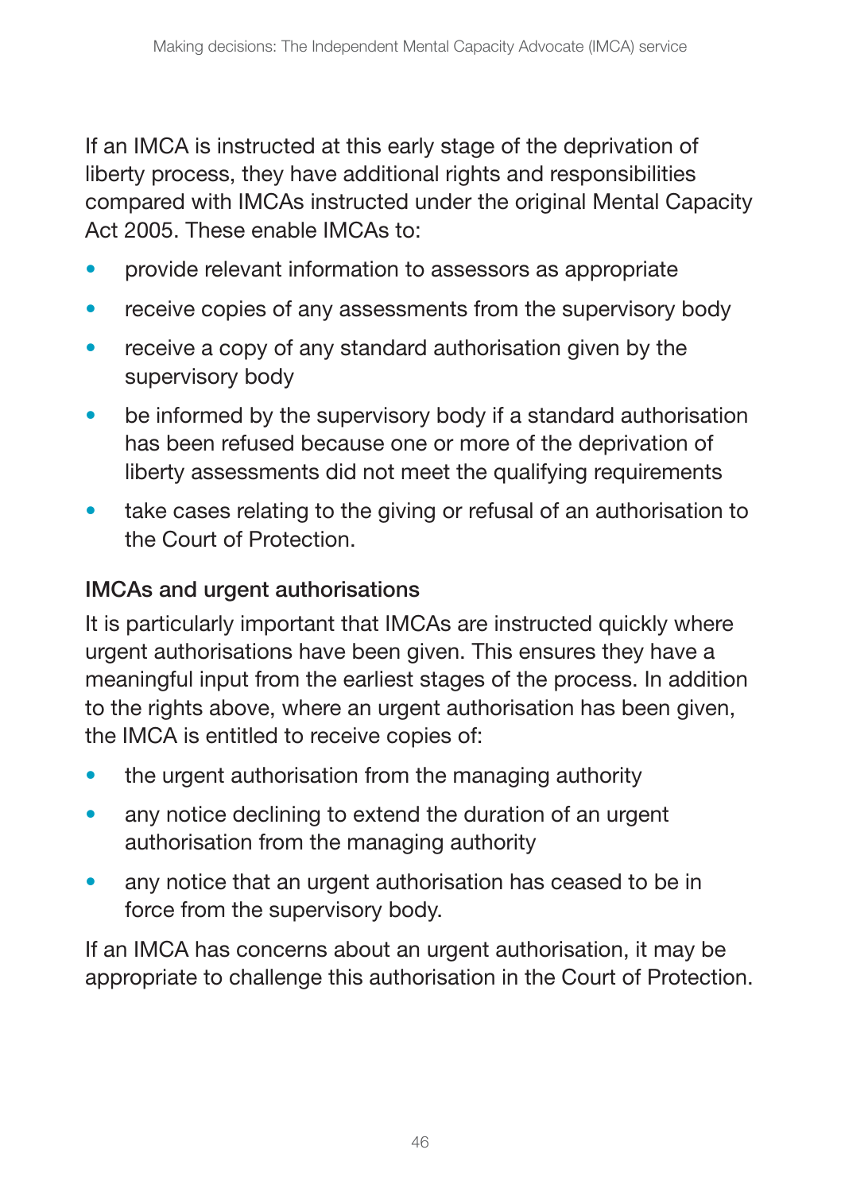If an IMCA is instructed at this early stage of the deprivation of liberty process, they have additional rights and responsibilities compared with IMCAs instructed under the original Mental Capacity Act 2005. These enable IMCAs to:

- provide relevant information to assessors as appropriate
- receive copies of any assessments from the supervisory body
- receive a copy of any standard authorisation given by the supervisory body
- be informed by the supervisory body if a standard authorisation has been refused because one or more of the deprivation of liberty assessments did not meet the qualifying requirements
- take cases relating to the giving or refusal of an authorisation to the Court of Protection.

### IMCAs and urgent authorisations

It is particularly important that IMCAs are instructed quickly where urgent authorisations have been given. This ensures they have a meaningful input from the earliest stages of the process. In addition to the rights above, where an urgent authorisation has been given, the IMCA is entitled to receive copies of:

- the urgent authorisation from the managing authority
- any notice declining to extend the duration of an urgent authorisation from the managing authority
- any notice that an urgent authorisation has ceased to be in force from the supervisory body.

If an IMCA has concerns about an urgent authorisation, it may be appropriate to challenge this authorisation in the Court of Protection.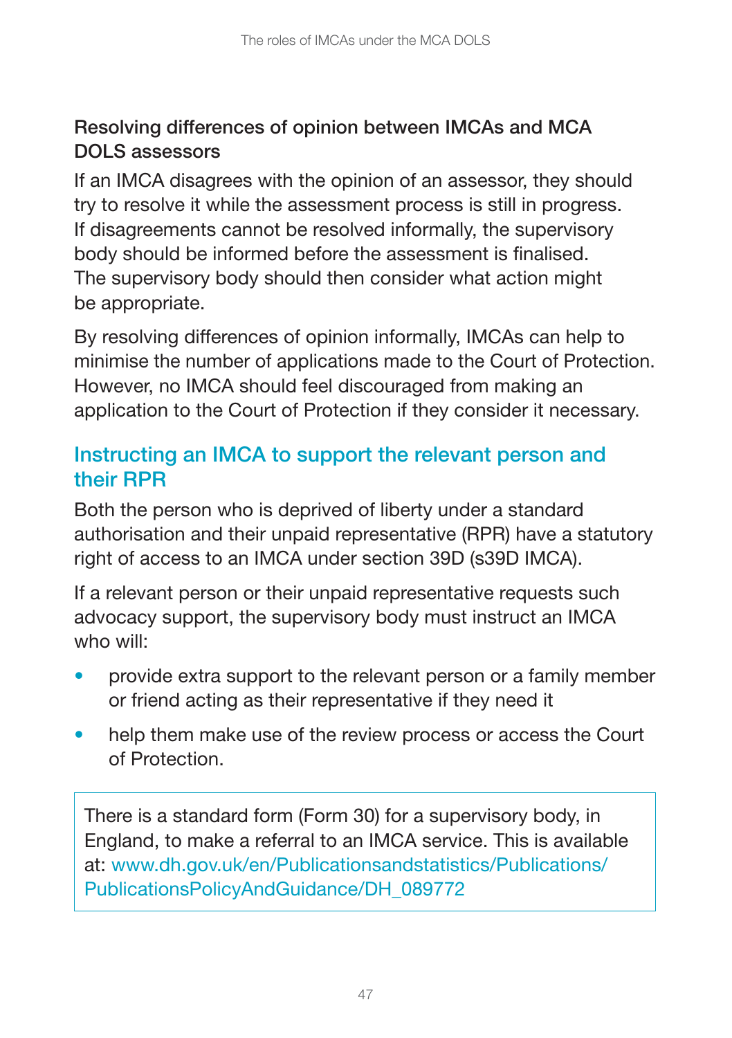### Resolving differences of opinion between IMCAs and MCA DOLS assessors

If an IMCA disagrees with the opinion of an assessor, they should try to resolve it while the assessment process is still in progress. If disagreements cannot be resolved informally, the supervisory body should be informed before the assessment is finalised. The supervisory body should then consider what action might be appropriate.

By resolving differences of opinion informally, IMCAs can help to minimise the number of applications made to the Court of Protection. However, no IMCA should feel discouraged from making an application to the Court of Protection if they consider it necessary.

## Instructing an IMCA to support the relevant person and their RPR

Both the person who is deprived of liberty under a standard authorisation and their unpaid representative (RPR) have a statutory right of access to an IMCA under section 39D (s39D IMCA).

If a relevant person or their unpaid representative requests such advocacy support, the supervisory body must instruct an IMCA who will:

- provide extra support to the relevant person or a family member or friend acting as their representative if they need it
- help them make use of the review process or access the Court of Protection.

> There is a standard form (Form 30) for a supervisory body, in England, to make a referral to an IMCA service. This is available at: www.dh.gov.uk/en/Publicationsandstatistics/Publications/PublicationsPolicyAndGuidance/DH_089772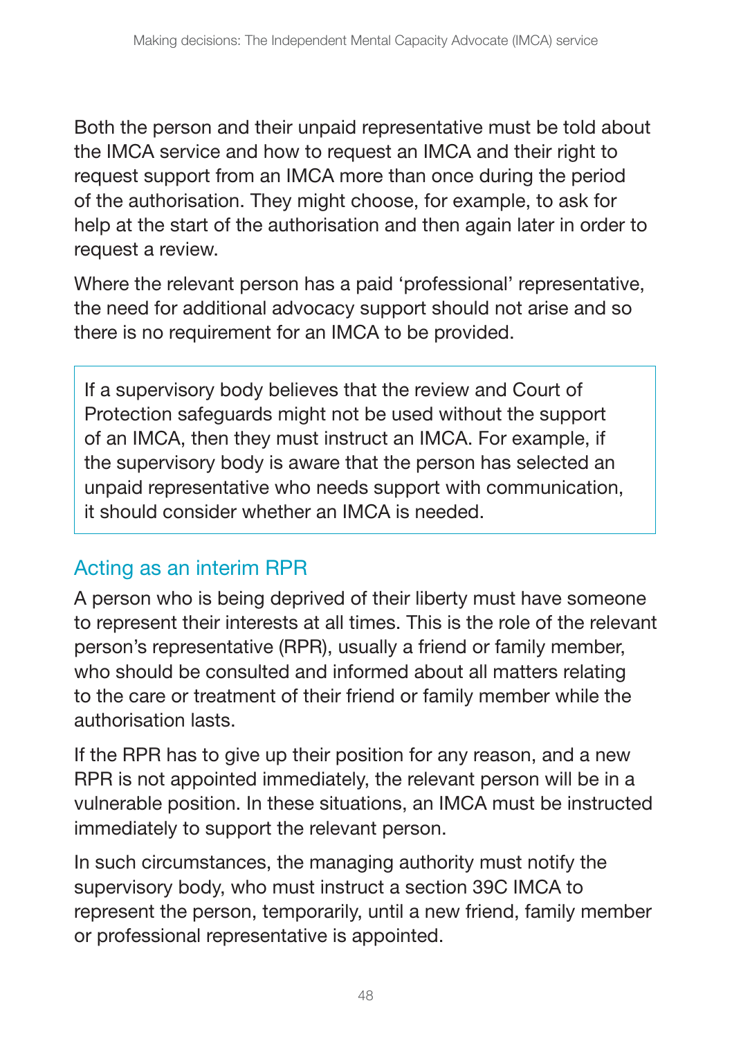Both the person and their unpaid representative must be told about the IMCA service and how to request an IMCA and their right to request support from an IMCA more than once during the period of the authorisation. They might choose, for example, to ask for help at the start of the authorisation and then again later in order to request a review.

Where the relevant person has a paid 'professional' representative, the need for additional advocacy support should not arise and so there is no requirement for an IMCA to be provided.

> If a supervisory body believes that the review and Court of Protection safeguards might not be used without the support of an IMCA, then they must instruct an IMCA. For example, if the supervisory body is aware that the person has selected an unpaid representative who needs support with communication, it should consider whether an IMCA is needed.

## Acting as an interim RPR

A person who is being deprived of their liberty must have someone to represent their interests at all times. This is the role of the relevant person's representative (RPR), usually a friend or family member, who should be consulted and informed about all matters relating to the care or treatment of their friend or family member while the authorisation lasts.

If the RPR has to give up their position for any reason, and a new RPR is not appointed immediately, the relevant person will be in a vulnerable position. In these situations, an IMCA must be instructed immediately to support the relevant person.

In such circumstances, the managing authority must notify the supervisory body, who must instruct a section 39C IMCA to represent the person, temporarily, until a new friend, family member or professional representative is appointed.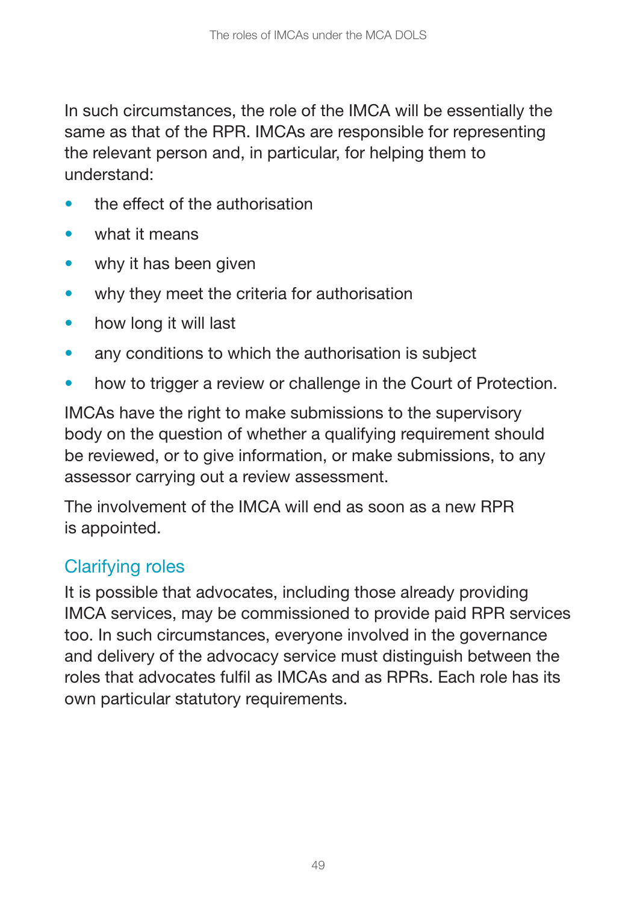In such circumstances, the role of the IMCA will be essentially the same as that of the RPR. IMCAs are responsible for representing the relevant person and, in particular, for helping them to understand:

- the effect of the authorisation
- what it means
- why it has been given
- why they meet the criteria for authorisation
- how long it will last
- any conditions to which the authorisation is subject
- how to trigger a review or challenge in the Court of Protection.

IMCAs have the right to make submissions to the supervisory body on the question of whether a qualifying requirement should be reviewed, or to give information, or make submissions, to any assessor carrying out a review assessment.

The involvement of the IMCA will end as soon as a new RPR is appointed.

## Clarifying roles

It is possible that advocates, including those already providing IMCA services, may be commissioned to provide paid RPR services too. In such circumstances, everyone involved in the governance and delivery of the advocacy service must distinguish between the roles that advocates fulfil as IMCAs and as RPRs. Each role has its own particular statutory requirements.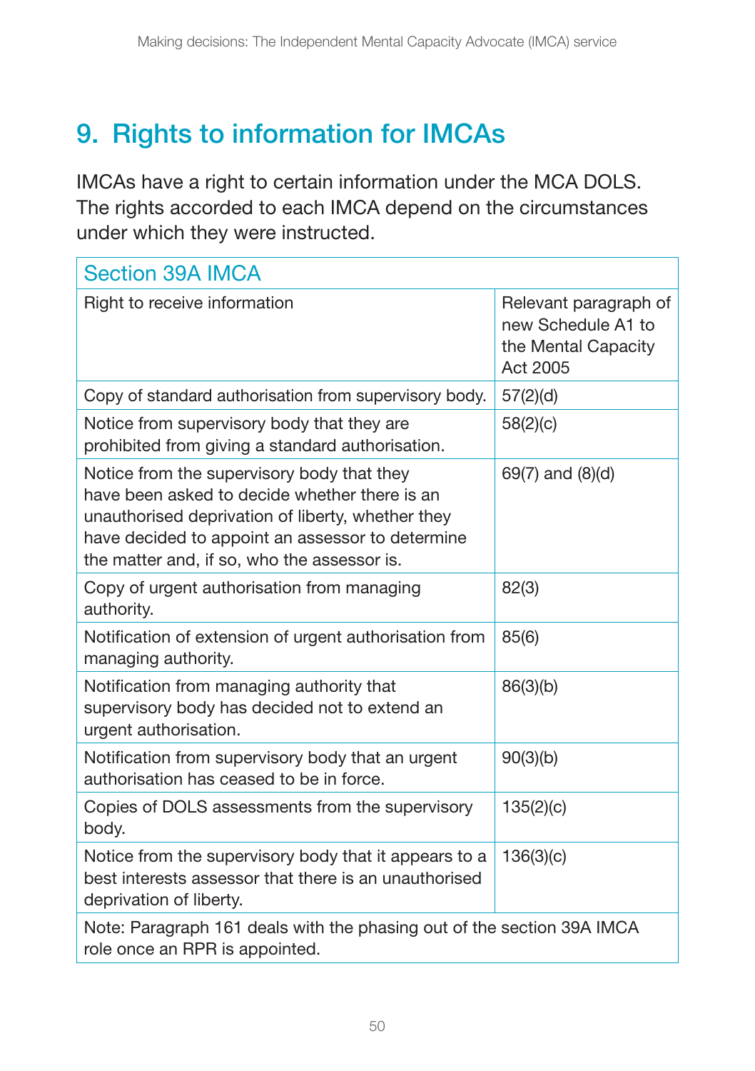# 9. Rights to information for IMCAs

IMCAs have a right to certain information under the MCA DOLS. The rights accorded to each IMCA depend on the circumstances under which they were instructed.

| Section 39A IMCA | |
|---|---|
| Right to receive information | Relevant paragraph of new Schedule A1 to the Mental Capacity Act 2005 |
| Copy of standard authorisation from supervisory body. | 57(2)(d) |
| Notice from supervisory body that they are prohibited from giving a standard authorisation. | 58(2)(c) |
| Notice from the supervisory body that they have been asked to decide whether there is an unauthorised deprivation of liberty, whether they have decided to appoint an assessor to determine the matter and, if so, who the assessor is. | 69(7) and (8)(d) |
| Copy of urgent authorisation from managing authority. | 82(3) |
| Notification of extension of urgent authorisation from managing authority. | 85(6) |
| Notification from managing authority that supervisory body has decided not to extend an urgent authorisation. | 86(3)(b) |
| Notification from supervisory body that an urgent authorisation has ceased to be in force. | 90(3)(b) |
| Copies of DOLS assessments from the supervisory body. | 135(2)(c) |
| Notice from the supervisory body that it appears to a best interests assessor that there is an unauthorised deprivation of liberty. | 136(3)(c) |
| Note: Paragraph 161 deals with the phasing out of the section 39A IMCA role once an RPR is appointed. | |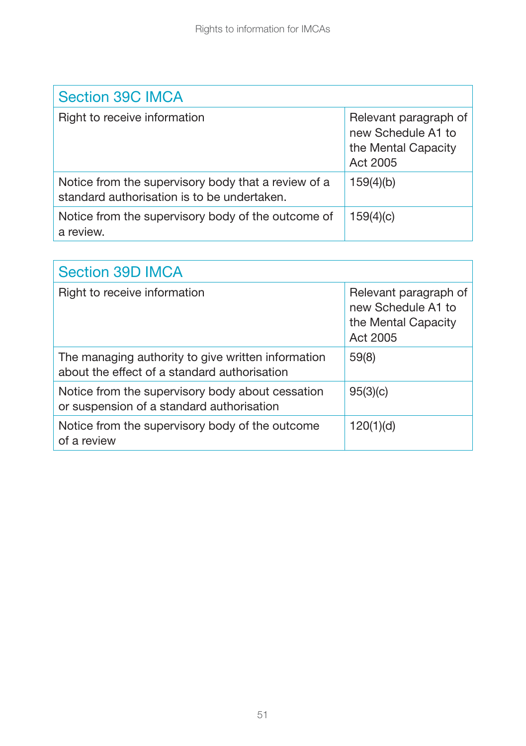| Section 39C IMCA | |
|---|---|
| Right to receive information | Relevant paragraph of new Schedule A1 to the Mental Capacity Act 2005 |
| Notice from the supervisory body that a review of a standard authorisation is to be undertaken. | 159(4)(b) |
| Notice from the supervisory body of the outcome of a review. | 159(4)(c) |

| Section 39D IMCA | |
|---|---|
| Right to receive information | Relevant paragraph of new Schedule A1 to the Mental Capacity Act 2005 |
| The managing authority to give written information about the effect of a standard authorisation | 59(8) |
| Notice from the supervisory body about cessation or suspension of a standard authorisation | 95(3)(c) |
| Notice from the supervisory body of the outcome of a review | 120(1)(d) |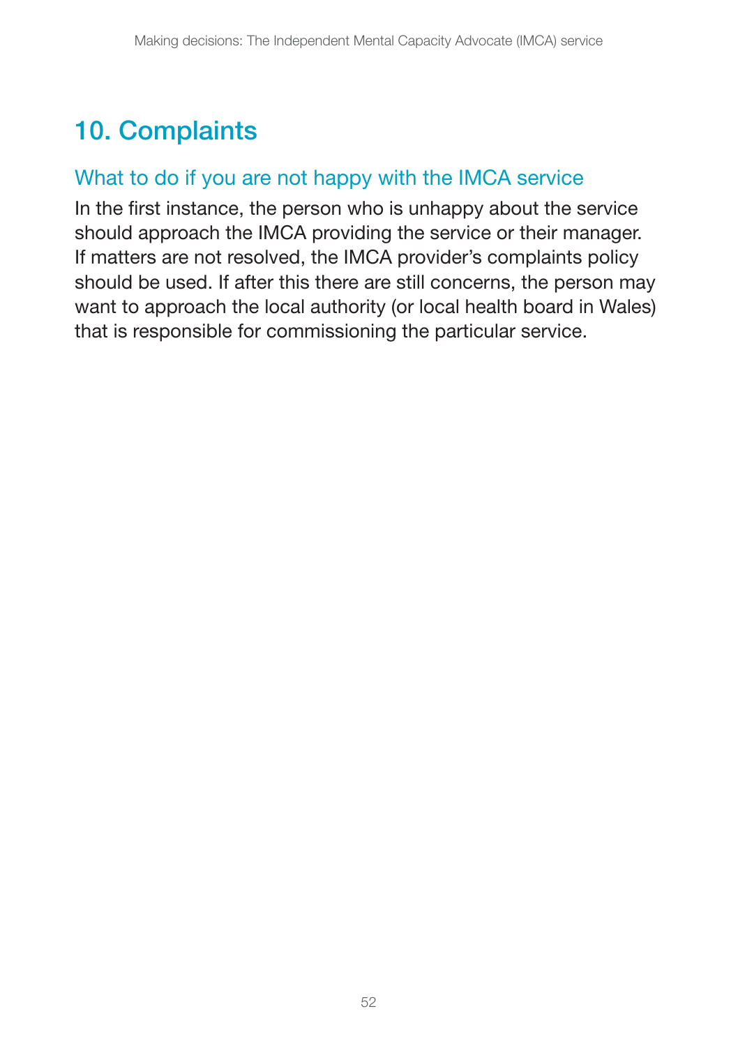# 10. Complaints

## What to do if you are not happy with the IMCA service

In the first instance, the person who is unhappy about the service should approach the IMCA providing the service or their manager. If matters are not resolved, the IMCA provider's complaints policy should be used. If after this there are still concerns, the person may want to approach the local authority (or local health board in Wales) that is responsible for commissioning the particular service.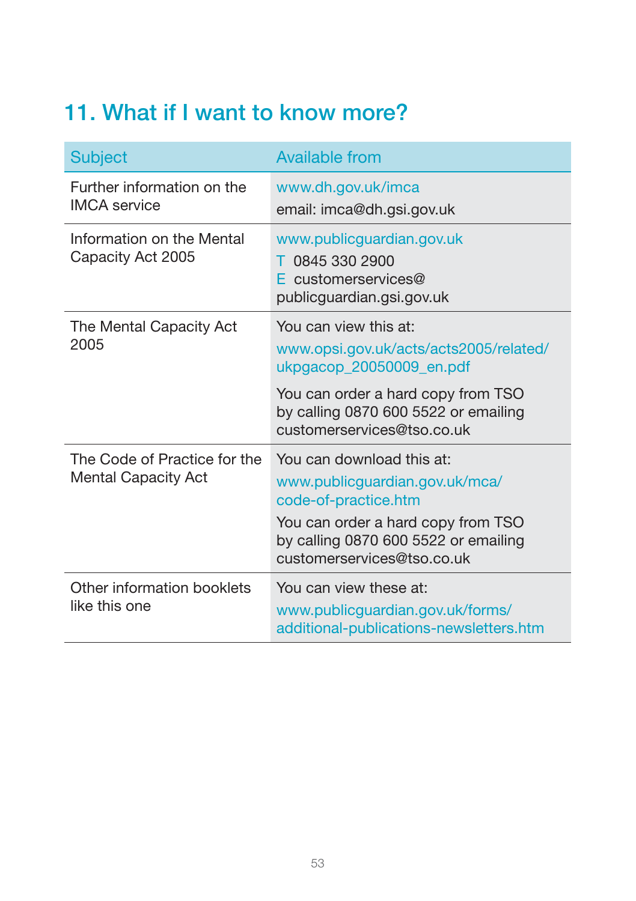## 11. What if I want to know more?

| Subject | Available from |
| --- | --- |
| Further information on the IMCA service | www.dh.gov.uk/imca<br>email: imca@dh.gsi.gov.uk |
| Information on the Mental Capacity Act 2005 | www.publicguardian.gov.uk<br>T 0845 330 2900<br>E customerservices@publicguardian.gsi.gov.uk |
| The Mental Capacity Act 2005 | You can view this at:<br>www.opsi.gov.uk/acts/acts2005/related/ukpgacop_20050009_en.pdf<br>You can order a hard copy from TSO by calling 0870 600 5522 or emailing customerservices@tso.co.uk |
| The Code of Practice for the Mental Capacity Act | You can download this at:<br>www.publicguardian.gov.uk/mca/code-of-practice.htm<br>You can order a hard copy from TSO by calling 0870 600 5522 or emailing customerservices@tso.co.uk |
| Other information booklets like this one | You can view these at:<br>www.publicguardian.gov.uk/forms/additional-publications-newsletters.htm |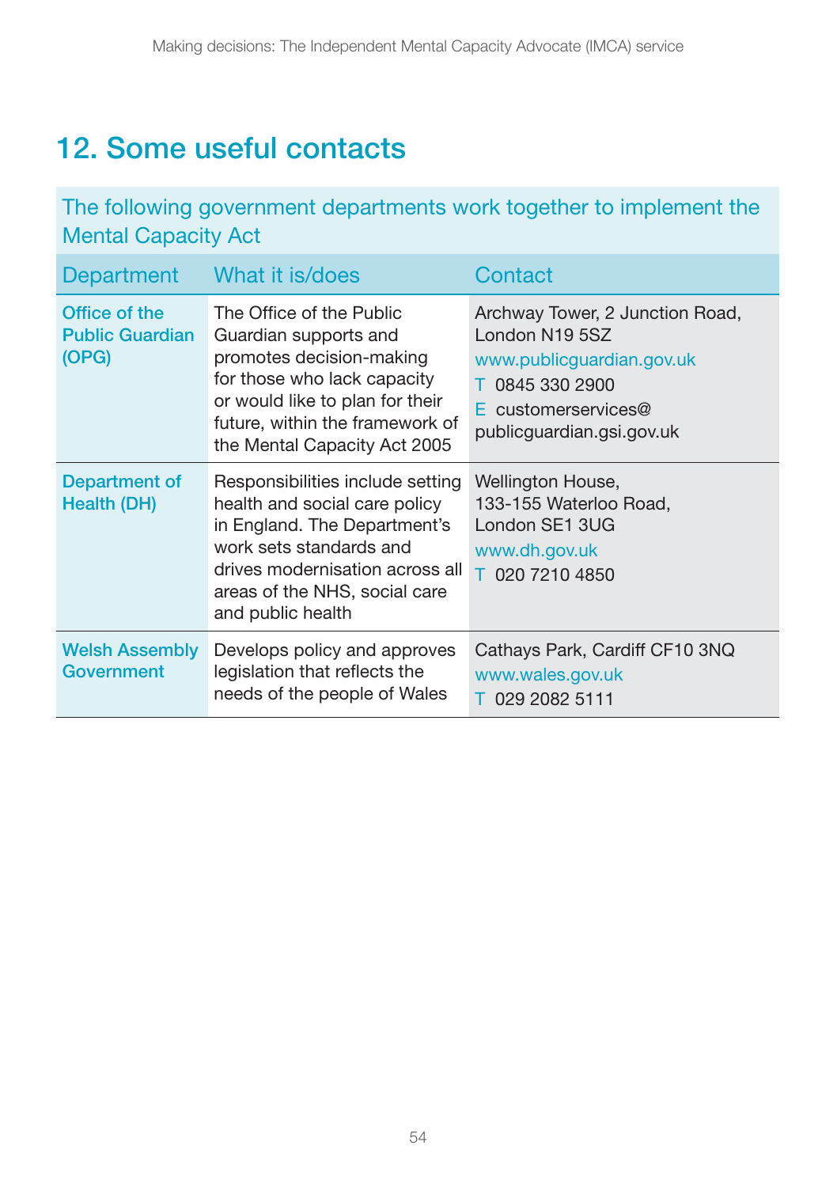## 12. Some useful contacts

| The following government departments work together to implement the Mental Capacity Act | | |
|---|---|---|
| **Department** | **What it is/does** | **Contact** |
| **Office of the Public Guardian (OPG)** | The Office of the Public Guardian supports and promotes decision-making for those who lack capacity or would like to plan for their future, within the framework of the Mental Capacity Act 2005 | Archway Tower, 2 Junction Road, London N19 5SZ<br>www.publicguardian.gov.uk<br>T 0845 330 2900<br>E customerservices@publicguardian.gsi.gov.uk |
| **Department of Health (DH)** | Responsibilities include setting health and social care policy in England. The Department's work sets standards and drives modernisation across all areas of the NHS, social care and public health | Wellington House, 133-155 Waterloo Road, London SE1 3UG<br>www.dh.gov.uk<br>T 020 7210 4850 |
| **Welsh Assembly Government** | Develops policy and approves legislation that reflects the needs of the people of Wales | Cathays Park, Cardiff CF10 3NQ<br>www.wales.gov.uk<br>T 029 2082 5111 |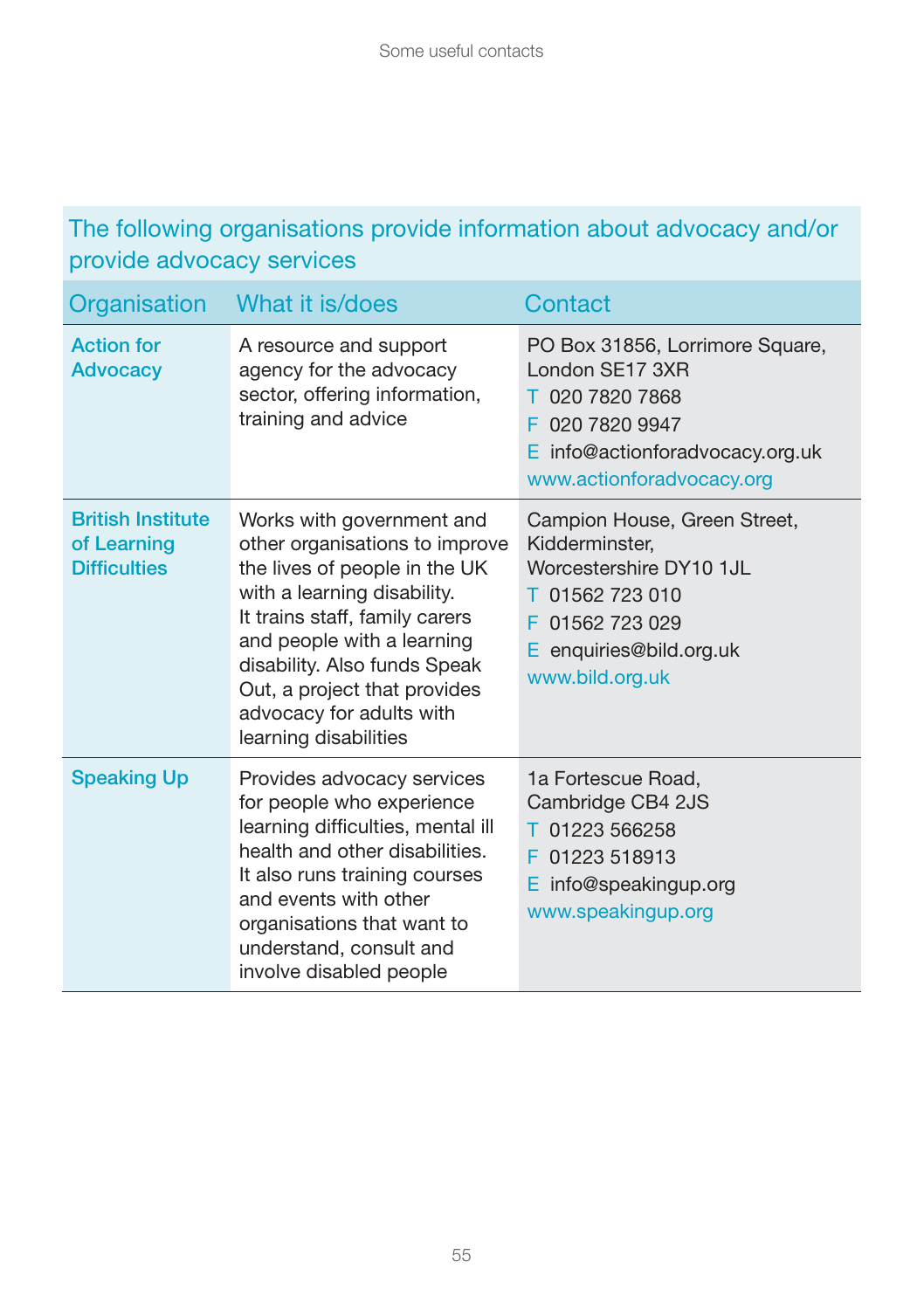The following organisations provide information about advocacy and/or provide advocacy services

| Organisation | What it is/does | Contact |
|---|---|---|
| **Action for Advocacy** | A resource and support agency for the advocacy sector, offering information, training and advice | PO Box 31856, Lorrimore Square, London SE17 3XR<br>T 020 7820 7868<br>F 020 7820 9947<br>E info@actionforadvocacy.org.uk<br>www.actionforadvocacy.org |
| **British Institute of Learning Difficulties** | Works with government and other organisations to improve the lives of people in the UK with a learning disability. It trains staff, family carers and people with a learning disability. Also funds Speak Out, a project that provides advocacy for adults with learning disabilities | Campion House, Green Street, Kidderminster, Worcestershire DY10 1JL<br>T 01562 723 010<br>F 01562 723 029<br>E enquiries@bild.org.uk<br>www.bild.org.uk |
| **Speaking Up** | Provides advocacy services for people who experience learning difficulties, mental ill health and other disabilities. It also runs training courses and events with other organisations that want to understand, consult and involve disabled people | 1a Fortescue Road, Cambridge CB4 2JS<br>T 01223 566258<br>F 01223 518913<br>E info@speakingup.org<br>www.speakingup.org |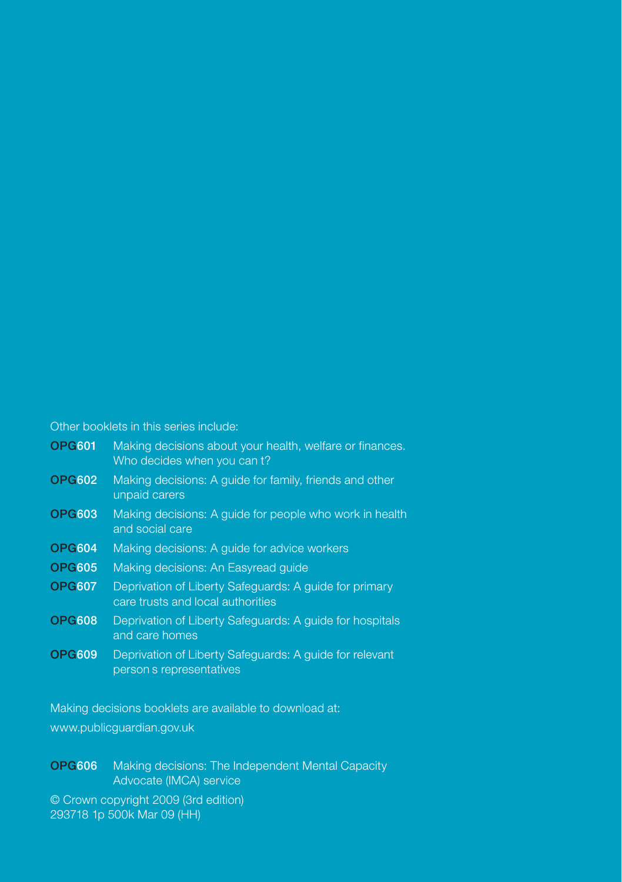Other booklets in this series include:

| | |
|---|---|
| **OPG601** | Making decisions about your health, welfare or finances. Who decides when you can t? |
| **OPG602** | Making decisions: A guide for family, friends and other unpaid carers |
| **OPG603** | Making decisions: A guide for people who work in health and social care |
| **OPG604** | Making decisions: A guide for advice workers |
| **OPG605** | Making decisions: An Easyread guide |
| **OPG607** | Deprivation of Liberty Safeguards: A guide for primary care trusts and local authorities |
| **OPG608** | Deprivation of Liberty Safeguards: A guide for hospitals and care homes |
| **OPG609** | Deprivation of Liberty Safeguards: A guide for relevant person s representatives |

Making decisions booklets are available to download at:
www.publicguardian.gov.uk

**OPG606** Making decisions: The Independent Mental Capacity Advocate (IMCA) service

© Crown copyright 2009 (3rd edition)
293718 1p 500k Mar 09 (HH)